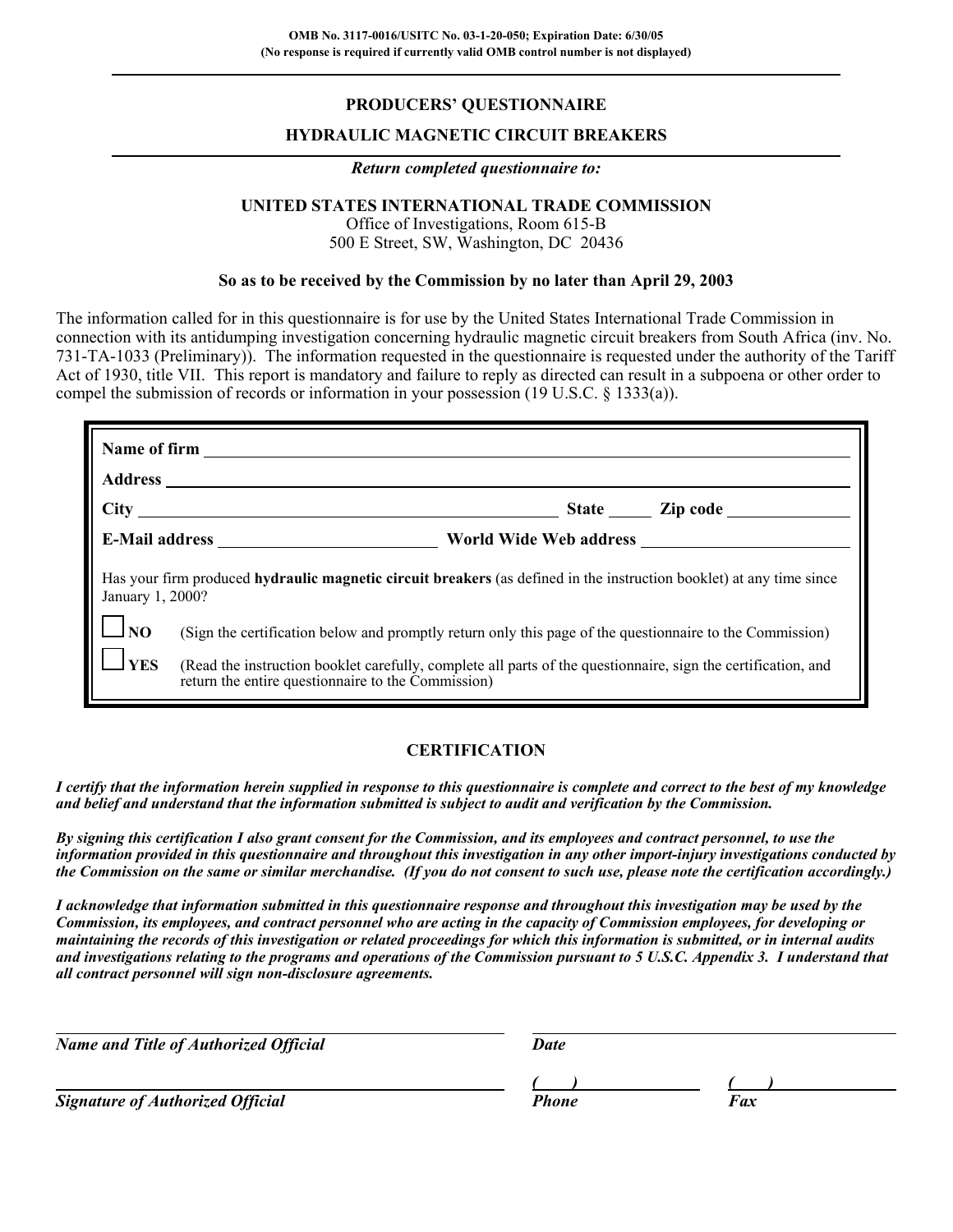**OMB No. 3117-0016/USITC No. 03-1-20-050; Expiration Date: 6/30/05**
**(No response is required if currently valid OMB control number is not displayed)**

---

## PRODUCERS' QUESTIONNAIRE

## HYDRAULIC MAGNETIC CIRCUIT BREAKERS

---

***Return completed questionnaire to:***

**UNITED STATES INTERNATIONAL TRADE COMMISSION**
Office of Investigations, Room 615-B
500 E Street, SW, Washington, DC 20436

**So as to be received by the Commission by no later than April 29, 2003**

The information called for in this questionnaire is for use by the United States International Trade Commission in connection with its antidumping investigation concerning hydraulic magnetic circuit breakers from South Africa (inv. No. 731-TA-1033 (Preliminary)). The information requested in the questionnaire is requested under the authority of the Tariff Act of 1930, title VII. This report is mandatory and failure to reply as directed can result in a subpoena or other order to compel the submission of records or information in your possession (19 U.S.C. § 1333(a)).

**Name of firm** ______________________________

**Address** ______________________________

**City** ______________________ **State** _____ **Zip code** __________

**E-Mail address** ______________________ **World Wide Web address** ______________________

Has your firm produced **hydraulic magnetic circuit breakers** (as defined in the instruction booklet) at any time since January 1, 2000?

☐ **NO** (Sign the certification below and promptly return only this page of the questionnaire to the Commission)

☐ **YES** (Read the instruction booklet carefully, complete all parts of the questionnaire, sign the certification, and return the entire questionnaire to the Commission)

### CERTIFICATION

***I certify that the information herein supplied in response to this questionnaire is complete and correct to the best of my knowledge and belief and understand that the information submitted is subject to audit and verification by the Commission.***

***By signing this certification I also grant consent for the Commission, and its employees and contract personnel, to use the information provided in this questionnaire and throughout this investigation in any other import-injury investigations conducted by the Commission on the same or similar merchandise. (If you do not consent to such use, please note the certification accordingly.)***

***I acknowledge that information submitted in this questionnaire response and throughout this investigation may be used by the Commission, its employees, and contract personnel who are acting in the capacity of Commission employees, for developing or maintaining the records of this investigation or related proceedings for which this information is submitted, or in internal audits and investigations relating to the programs and operations of the Commission pursuant to 5 U.S.C. Appendix 3. I understand that all contract personnel will sign non-disclosure agreements.***

______________________________ ______________________________
***Name and Title of Authorized Official*** ***Date***

______________________________ (    ) ______________ (    ) ______________
***Signature of Authorized Official*** ***Phone*** ***Fax***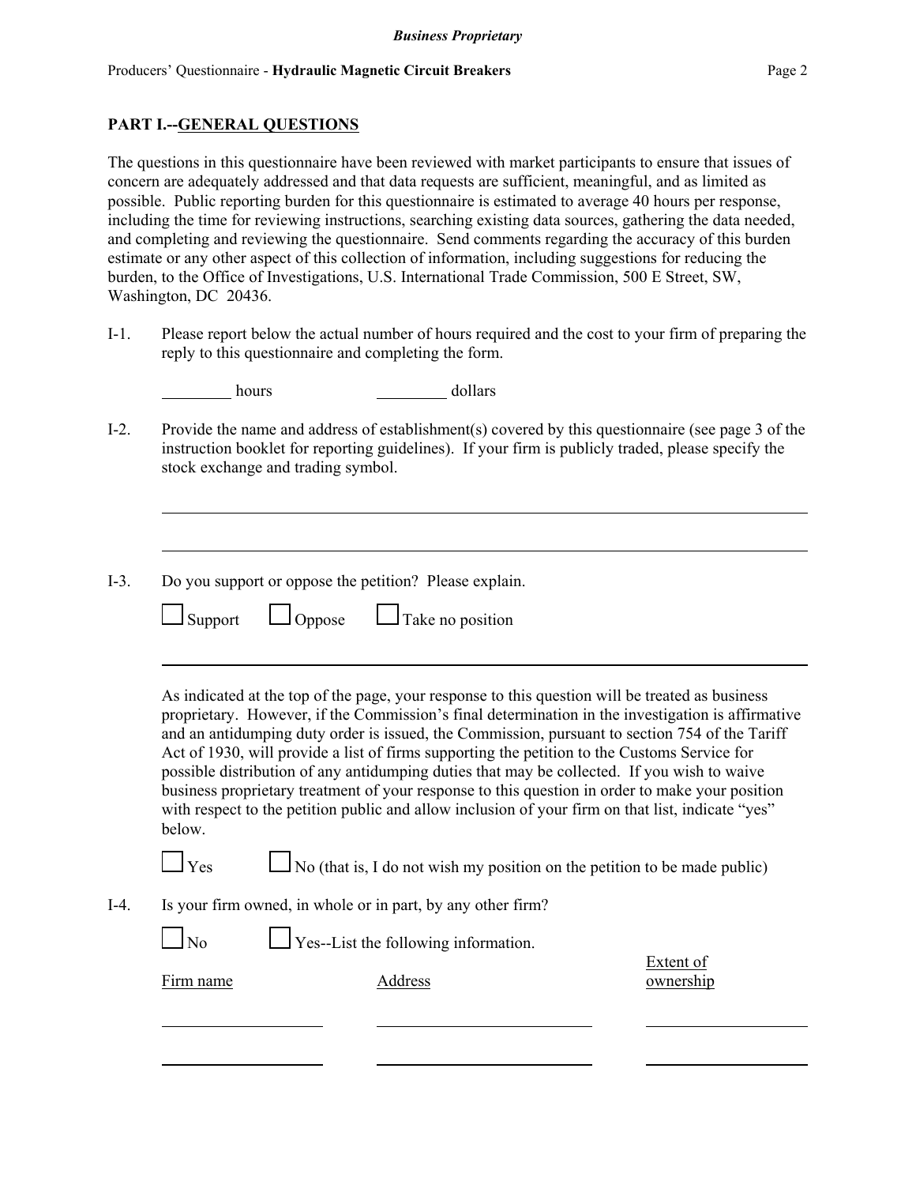## PART I.--GENERAL QUESTIONS

The questions in this questionnaire have been reviewed with market participants to ensure that issues of concern are adequately addressed and that data requests are sufficient, meaningful, and as limited as possible. Public reporting burden for this questionnaire is estimated to average 40 hours per response, including the time for reviewing instructions, searching existing data sources, gathering the data needed, and completing and reviewing the questionnaire. Send comments regarding the accuracy of this burden estimate or any other aspect of this collection of information, including suggestions for reducing the burden, to the Office of Investigations, U.S. International Trade Commission, 500 E Street, SW, Washington, DC 20436.

I-1. Please report below the actual number of hours required and the cost to your firm of preparing the reply to this questionnaire and completing the form.

________ hours ________ dollars

I-2. Provide the name and address of establishment(s) covered by this questionnaire (see page 3 of the instruction booklet for reporting guidelines). If your firm is publicly traded, please specify the stock exchange and trading symbol.

________________________________________

________________________________________

I-3. Do you support or oppose the petition? Please explain.

☐ Support ☐ Oppose ☐ Take no position

________________________________________

As indicated at the top of the page, your response to this question will be treated as business proprietary. However, if the Commission's final determination in the investigation is affirmative and an antidumping duty order is issued, the Commission, pursuant to section 754 of the Tariff Act of 1930, will provide a list of firms supporting the petition to the Customs Service for possible distribution of any antidumping duties that may be collected. If you wish to waive business proprietary treatment of your response to this question in order to make your position with respect to the petition public and allow inclusion of your firm on that list, indicate "yes" below.

☐ Yes ☐ No (that is, I do not wish my position on the petition to be made public)

I-4. Is your firm owned, in whole or in part, by any other firm?

☐ No ☐ Yes--List the following information.

| Firm name | Address | Extent of ownership |
|---|---|---|
| | | |
| | | |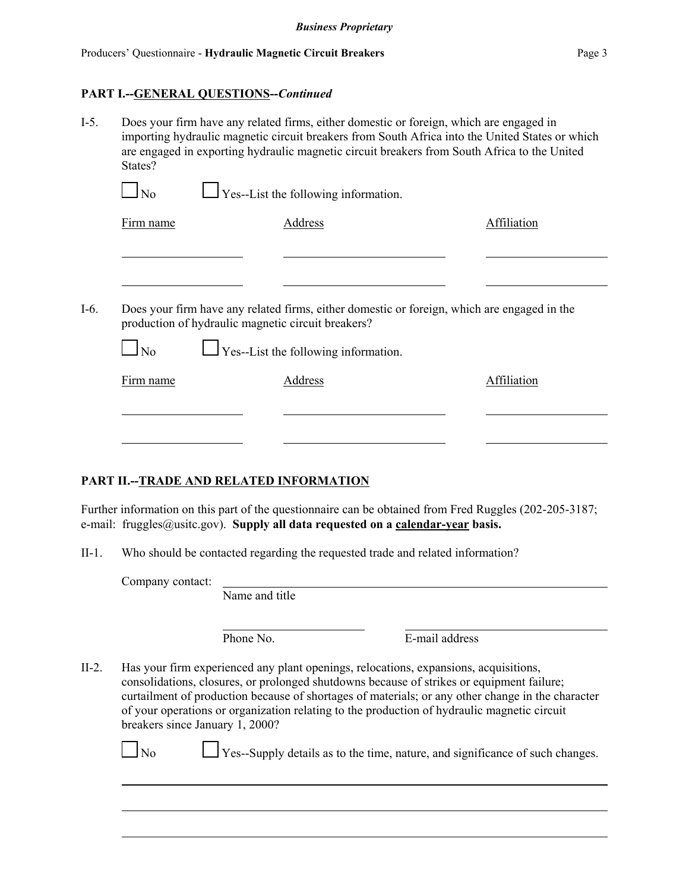## PART I.--GENERAL QUESTIONS--*Continued*

I-5. Does your firm have any related firms, either domestic or foreign, which are engaged in importing hydraulic magnetic circuit breakers from South Africa into the United States or which are engaged in exporting hydraulic magnetic circuit breakers from South Africa to the United States?

☐ No ☐ Yes--List the following information.

| Firm name | Address | Affiliation |
|---|---|---|
| | | |
| | | |

I-6. Does your firm have any related firms, either domestic or foreign, which are engaged in the production of hydraulic magnetic circuit breakers?

☐ No ☐ Yes--List the following information.

| Firm name | Address | Affiliation |
|---|---|---|
| | | |
| | | |

## PART II.--TRADE AND RELATED INFORMATION

Further information on this part of the questionnaire can be obtained from Fred Ruggles (202-205-3187; e-mail: fruggles@usitc.gov). **Supply all data requested on a calendar-year basis.**

II-1. Who should be contacted regarding the requested trade and related information?

Company contact: ______________________________
Name and title

______________________ ______________________
Phone No. E-mail address

II-2. Has your firm experienced any plant openings, relocations, expansions, acquisitions, consolidations, closures, or prolonged shutdowns because of strikes or equipment failure; curtailment of production because of shortages of materials; or any other change in the character of your operations or organization relating to the production of hydraulic magnetic circuit breakers since January 1, 2000?

☐ No ☐ Yes--Supply details as to the time, nature, and significance of such changes.

______________________________

______________________________

______________________________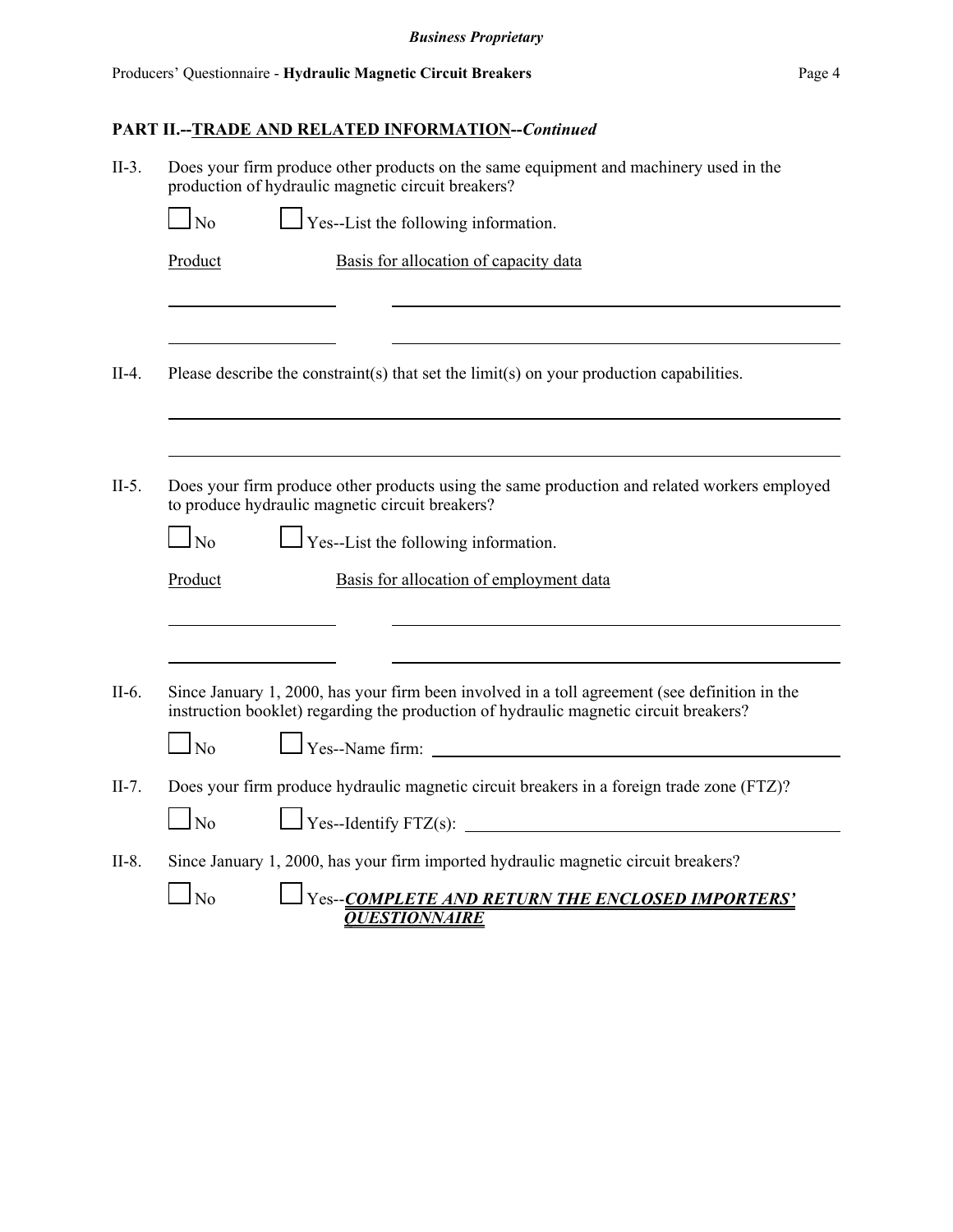## PART II.--TRADE AND RELATED INFORMATION--*Continued*

II-3. Does your firm produce other products on the same equipment and machinery used in the production of hydraulic magnetic circuit breakers?

☐ No ☐ Yes--List the following information.

| Product | Basis for allocation of capacity data |
|---|---|
| | |
| | |

II-4. Please describe the constraint(s) that set the limit(s) on your production capabilities.

\_\_\_\_\_\_\_\_\_\_\_\_\_\_\_\_\_\_\_\_\_\_\_\_\_\_\_\_\_\_\_\_\_\_\_\_\_\_\_\_\_\_\_\_\_\_\_\_\_\_\_\_\_\_\_\_\_\_\_\_

\_\_\_\_\_\_\_\_\_\_\_\_\_\_\_\_\_\_\_\_\_\_\_\_\_\_\_\_\_\_\_\_\_\_\_\_\_\_\_\_\_\_\_\_\_\_\_\_\_\_\_\_\_\_\_\_\_\_\_\_

II-5. Does your firm produce other products using the same production and related workers employed to produce hydraulic magnetic circuit breakers?

☐ No ☐ Yes--List the following information.

| Product | Basis for allocation of employment data |
|---|---|
| | |
| | |

II-6. Since January 1, 2000, has your firm been involved in a toll agreement (see definition in the instruction booklet) regarding the production of hydraulic magnetic circuit breakers?

☐ No ☐ Yes--Name firm: \_\_\_\_\_\_\_\_\_\_\_\_\_\_\_\_\_\_\_\_\_\_\_\_\_\_\_\_\_\_\_\_\_\_\_\_\_\_\_\_

II-7. Does your firm produce hydraulic magnetic circuit breakers in a foreign trade zone (FTZ)?

☐ No ☐ Yes--Identify FTZ(s): \_\_\_\_\_\_\_\_\_\_\_\_\_\_\_\_\_\_\_\_\_\_\_\_\_\_\_\_\_\_\_\_\_\_\_\_\_\_\_\_

II-8. Since January 1, 2000, has your firm imported hydraulic magnetic circuit breakers?

☐ No ☐ Yes--***COMPLETE AND RETURN THE ENCLOSED IMPORTERS' QUESTIONNAIRE***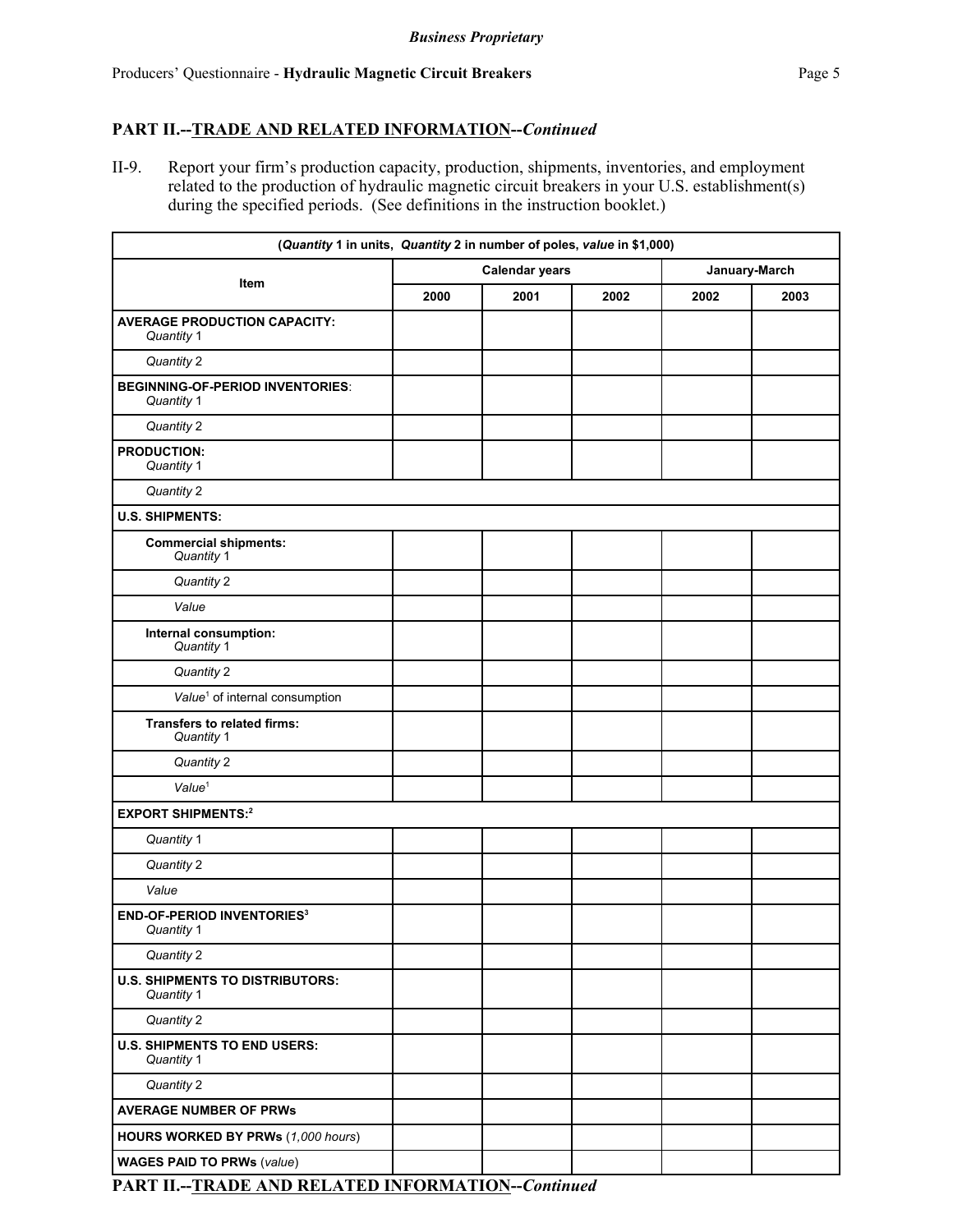*Business Proprietary*

## PART II.--TRADE AND RELATED INFORMATION--*Continued*

II-9. Report your firm's production capacity, production, shipments, inventories, and employment related to the production of hydraulic magnetic circuit breakers in your U.S. establishment(s) during the specified periods. (See definitions in the instruction booklet.)

| (*Quantity* 1 in units, *Quantity* 2 in number of poles, *value* in $1,000) | | | | | |
|---|---|---|---|---|---|
| Item | Calendar years | | | January-March | |
| | 2000 | 2001 | 2002 | 2002 | 2003 |
| **AVERAGE PRODUCTION CAPACITY:** *Quantity* 1 | | | | | |
| *Quantity* 2 | | | | | |
| **BEGINNING-OF-PERIOD INVENTORIES**: *Quantity* 1 | | | | | |
| *Quantity* 2 | | | | | |
| **PRODUCTION:** *Quantity* 1 | | | | | |
| *Quantity* 2 | | | | | |
| **U.S. SHIPMENTS:** | | | | | |
| **Commercial shipments:** *Quantity* 1 | | | | | |
| *Quantity* 2 | | | | | |
| *Value* | | | | | |
| **Internal consumption:** *Quantity* 1 | | | | | |
| *Quantity* 2 | | | | | |
| *Value*[1] of internal consumption | | | | | |
| **Transfers to related firms:** *Quantity* 1 | | | | | |
| *Quantity* 2 | | | | | |
| *Value*[1] | | | | | |
| **EXPORT SHIPMENTS:**[2] | | | | | |
| *Quantity* 1 | | | | | |
| *Quantity* 2 | | | | | |
| *Value* | | | | | |
| **END-OF-PERIOD INVENTORIES**[3] *Quantity* 1 | | | | | |
| *Quantity* 2 | | | | | |
| **U.S. SHIPMENTS TO DISTRIBUTORS:** *Quantity* 1 | | | | | |
| *Quantity* 2 | | | | | |
| **U.S. SHIPMENTS TO END USERS:** *Quantity* 1 | | | | | |
| *Quantity* 2 | | | | | |
| **AVERAGE NUMBER OF PRWs** | | | | | |
| **HOURS WORKED BY PRWs** (*1,000 hours*) | | | | | |
| **WAGES PAID TO PRWs** (*value*) | | | | | |

## PART II.--TRADE AND RELATED INFORMATION--*Continued*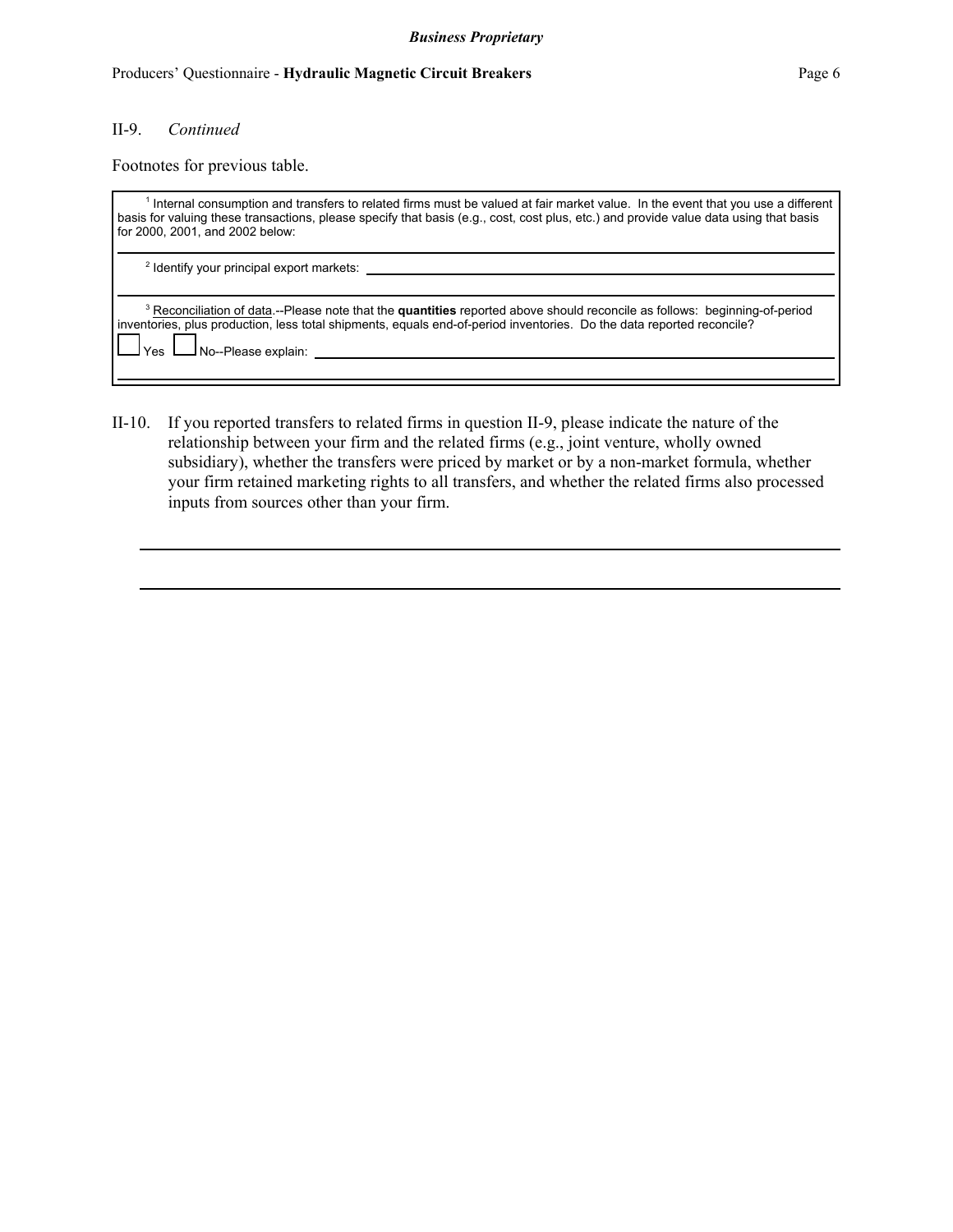II-9. *Continued*

Footnotes for previous table.

[1] Internal consumption and transfers to related firms must be valued at fair market value. In the event that you use a different basis for valuing these transactions, please specify that basis (e.g., cost, cost plus, etc.) and provide value data using that basis for 2000, 2001, and 2002 below:

______________________________________________________________________

[2] Identify your principal export markets: ______________________________________________

______________________________________________________________________

[3] Reconciliation of data.--Please note that the **quantities** reported above should reconcile as follows: beginning-of-period inventories, plus production, less total shipments, equals end-of-period inventories. Do the data reported reconcile?

☐ Yes ☐ No--Please explain: ______________________________________________

______________________________________________________________________

II-10. If you reported transfers to related firms in question II-9, please indicate the nature of the relationship between your firm and the related firms (e.g., joint venture, wholly owned subsidiary), whether the transfers were priced by market or by a non-market formula, whether your firm retained marketing rights to all transfers, and whether the related firms also processed inputs from sources other than your firm.

______________________________________________________________________

______________________________________________________________________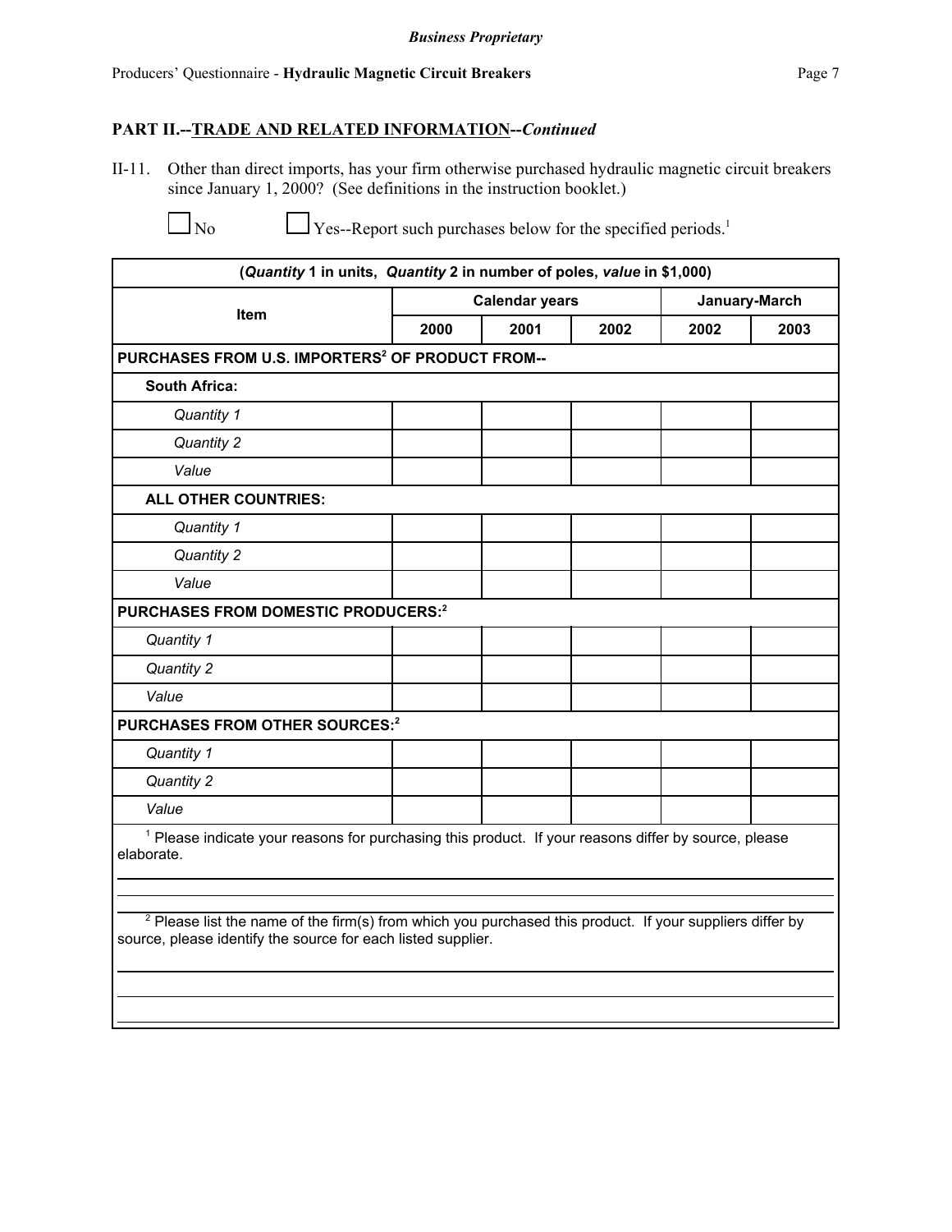## PART II.--TRADE AND RELATED INFORMATION--*Continued*

II-11. Other than direct imports, has your firm otherwise purchased hydraulic magnetic circuit breakers since January 1, 2000? (See definitions in the instruction booklet.)

☐ No ☐ Yes--Report such purchases below for the specified periods.[1]

| (*Quantity* 1 in units, *Quantity* 2 in number of poles, *value* in $1,000) | | | | | |
|---|---|---|---|---|---|
| Item | Calendar years | | | January-March | |
| | 2000 | 2001 | 2002 | 2002 | 2003 |
| **PURCHASES FROM U.S. IMPORTERS[2] OF PRODUCT FROM--** | | | | | |
| **South Africa:** | | | | | |
| *Quantity 1* | | | | | |
| *Quantity 2* | | | | | |
| *Value* | | | | | |
| **ALL OTHER COUNTRIES:** | | | | | |
| *Quantity 1* | | | | | |
| *Quantity 2* | | | | | |
| *Value* | | | | | |
| **PURCHASES FROM DOMESTIC PRODUCERS:[2]** | | | | | |
| *Quantity 1* | | | | | |
| *Quantity 2* | | | | | |
| *Value* | | | | | |
| **PURCHASES FROM OTHER SOURCES:[2]** | | | | | |
| *Quantity 1* | | | | | |
| *Quantity 2* | | | | | |
| *Value* | | | | | |

[1] Please indicate your reasons for purchasing this product. If your reasons differ by source, please elaborate.

______________________________________________________________________

______________________________________________________________________

[2] Please list the name of the firm(s) from which you purchased this product. If your suppliers differ by source, please identify the source for each listed supplier.

______________________________________________________________________

______________________________________________________________________

______________________________________________________________________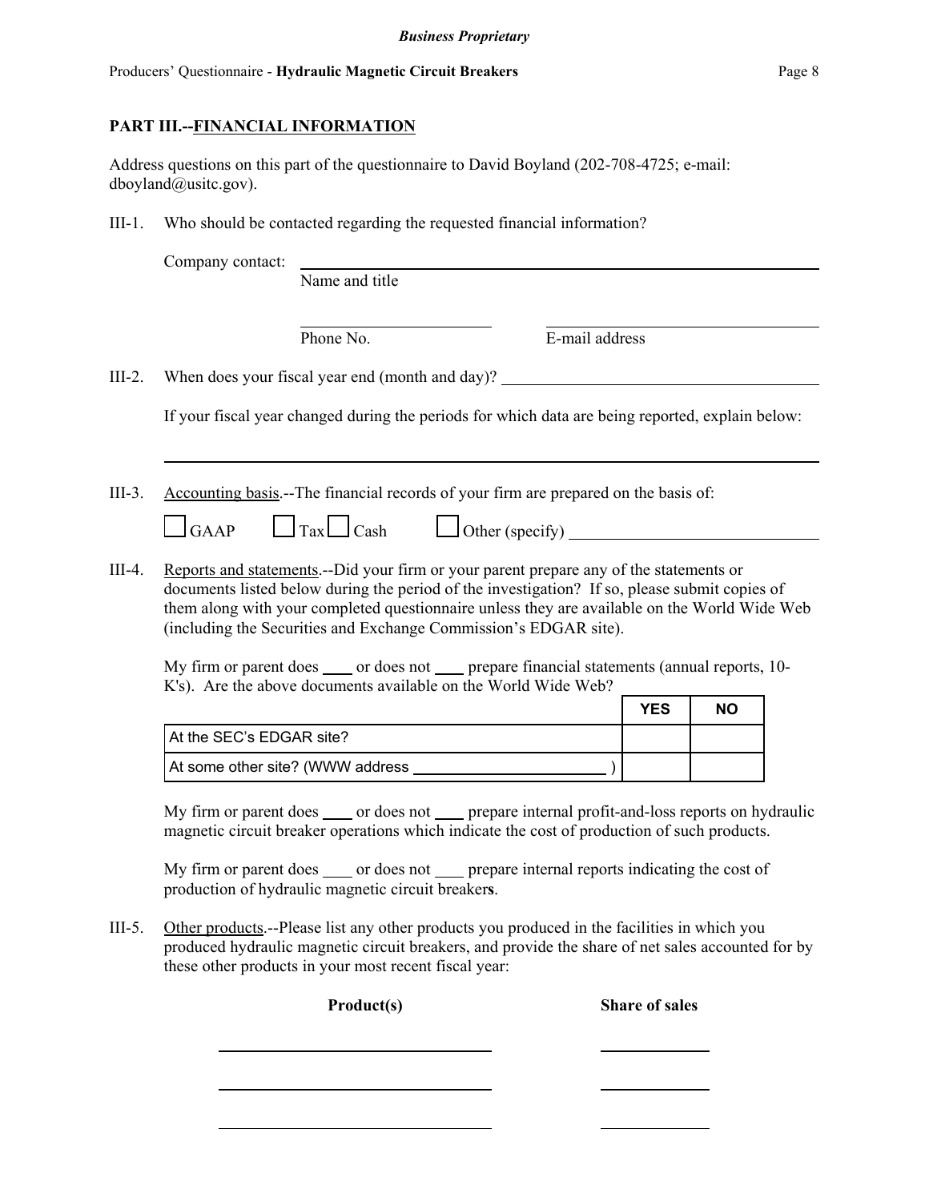## PART III.--FINANCIAL INFORMATION

Address questions on this part of the questionnaire to David Boyland (202-708-4725; e-mail: dboyland@usitc.gov).

III-1. Who should be contacted regarding the requested financial information?

Company contact: ______________________________
Name and title

______________________ ______________________
Phone No. E-mail address

III-2. When does your fiscal year end (month and day)? ______________________

If your fiscal year changed during the periods for which data are being reported, explain below:

______________________________________________

III-3. Accounting basis.--The financial records of your firm are prepared on the basis of:

☐ GAAP ☐ Tax ☐ Cash ☐ Other (specify) ______________________

III-4. Reports and statements.--Did your firm or your parent prepare any of the statements or documents listed below during the period of the investigation? If so, please submit copies of them along with your completed questionnaire unless they are available on the World Wide Web (including the Securities and Exchange Commission's EDGAR site).

My firm or parent does ____ or does not ____ prepare financial statements (annual reports, 10-K's). Are the above documents available on the World Wide Web?

| | YES | NO |
|---|---|---|
| At the SEC's EDGAR site? | | |
| At some other site? (WWW address ______________________ ) | | |

My firm or parent does ____ or does not ____ prepare internal profit-and-loss reports on hydraulic magnetic circuit breaker operations which indicate the cost of production of such products.

My firm or parent does ____ or does not ____ prepare internal reports indicating the cost of production of hydraulic magnetic circuit breaker**s**.

III-5. Other products.--Please list any other products you produced in the facilities in which you produced hydraulic magnetic circuit breakers, and provide the share of net sales accounted for by these other products in your most recent fiscal year:

| **Product(s)** | **Share of sales** |
|---|---|
| ______________________ | __________ |
| ______________________ | __________ |
| ______________________ | __________ |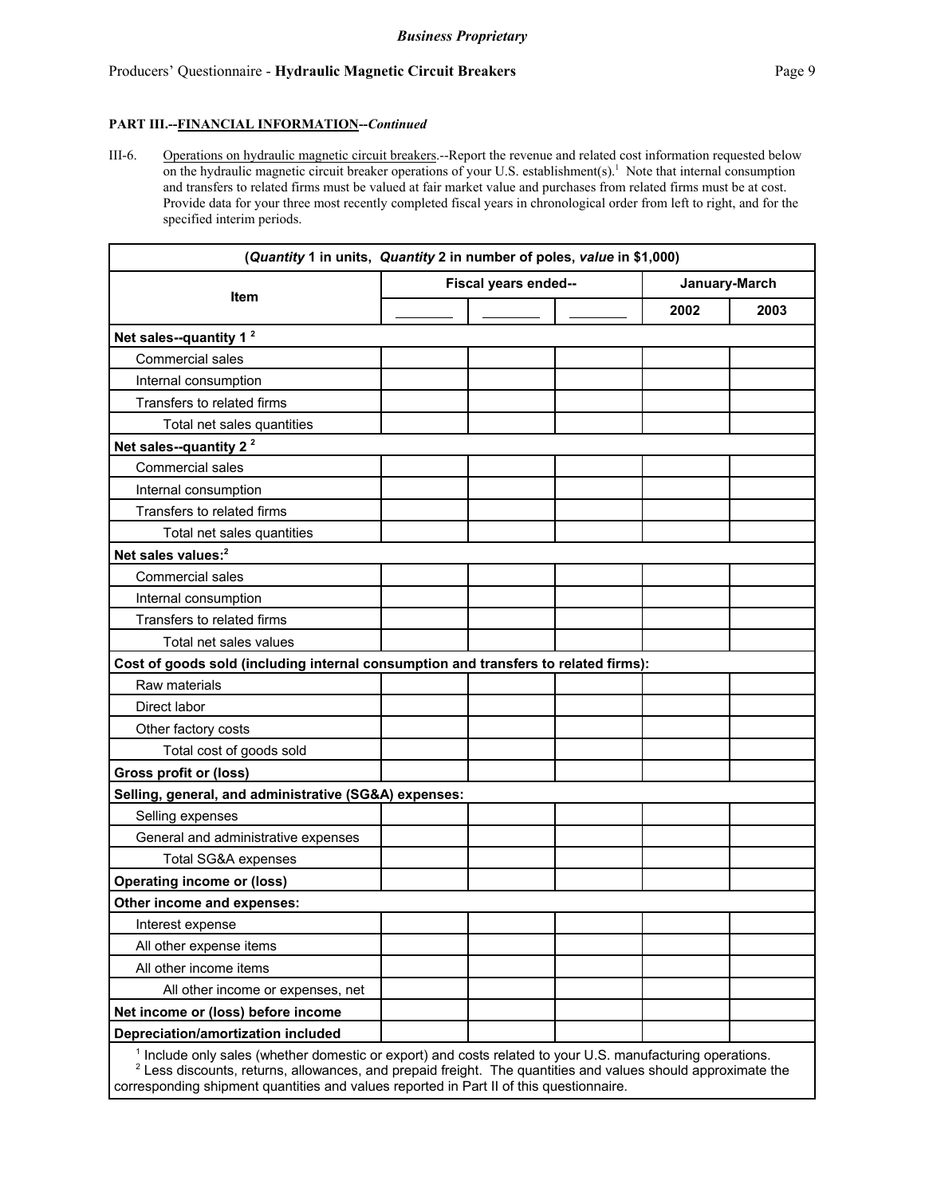**PART III.--FINANCIAL INFORMATION--*Continued***

III-6. Operations on hydraulic magnetic circuit breakers.--Report the revenue and related cost information requested below on the hydraulic magnetic circuit breaker operations of your U.S. establishment(s).[1] Note that internal consumption and transfers to related firms must be valued at fair market value and purchases from related firms must be at cost. Provide data for your three most recently completed fiscal years in chronological order from left to right, and for the specified interim periods.

| (*Quantity* 1 in units, *Quantity* 2 in number of poles, *value* in $1,000) | | | | | |
|---|---|---|---|---|---|
| Item | Fiscal years ended-- | | | January-March | |
| | ______ | ______ | ______ | 2002 | 2003 |
| **Net sales--quantity 1** [2] | | | | | |
| Commercial sales | | | | | |
| Internal consumption | | | | | |
| Transfers to related firms | | | | | |
| Total net sales quantities | | | | | |
| **Net sales--quantity 2** [2] | | | | | |
| Commercial sales | | | | | |
| Internal consumption | | | | | |
| Transfers to related firms | | | | | |
| Total net sales quantities | | | | | |
| **Net sales values:**[2] | | | | | |
| Commercial sales | | | | | |
| Internal consumption | | | | | |
| Transfers to related firms | | | | | |
| Total net sales values | | | | | |
| **Cost of goods sold (including internal consumption and transfers to related firms):** | | | | | |
| Raw materials | | | | | |
| Direct labor | | | | | |
| Other factory costs | | | | | |
| Total cost of goods sold | | | | | |
| **Gross profit or (loss)** | | | | | |
| **Selling, general, and administrative (SG&A) expenses:** | | | | | |
| Selling expenses | | | | | |
| General and administrative expenses | | | | | |
| Total SG&A expenses | | | | | |
| **Operating income or (loss)** | | | | | |
| **Other income and expenses:** | | | | | |
| Interest expense | | | | | |
| All other expense items | | | | | |
| All other income items | | | | | |
| All other income or expenses, net | | | | | |
| **Net income or (loss) before income** | | | | | |
| **Depreciation/amortization included** | | | | | |

[1] Include only sales (whether domestic or export) and costs related to your U.S. manufacturing operations.
[2] Less discounts, returns, allowances, and prepaid freight. The quantities and values should approximate the corresponding shipment quantities and values reported in Part II of this questionnaire.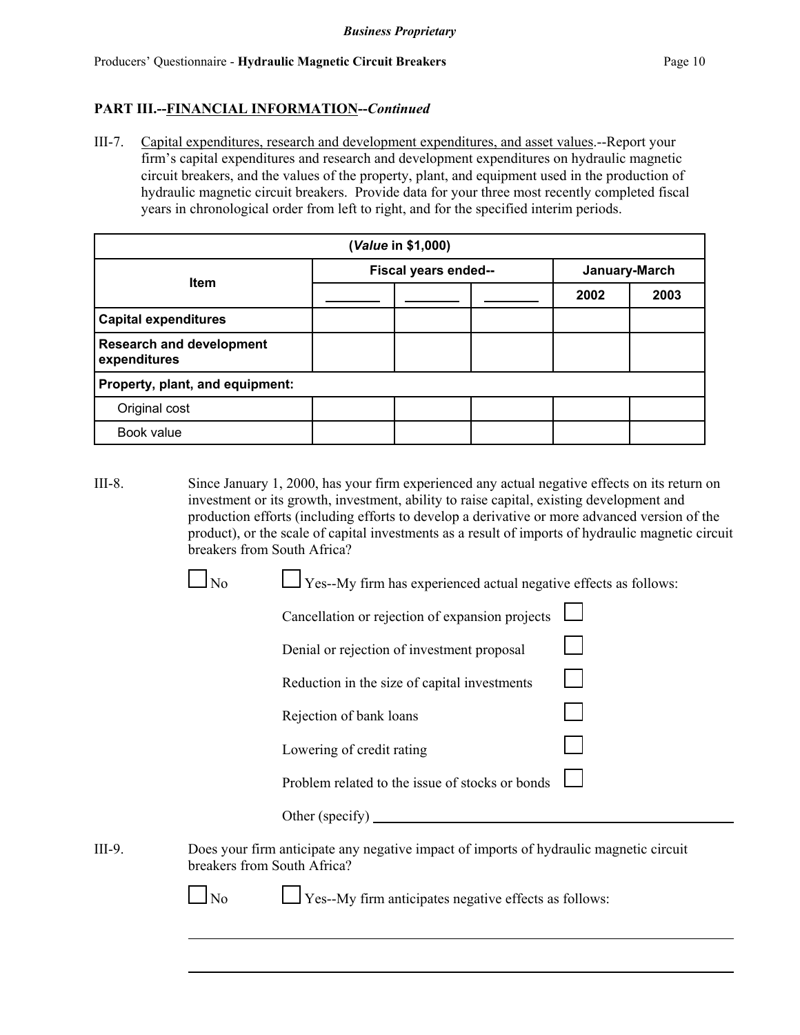## PART III.--FINANCIAL INFORMATION--*Continued*

III-7. Capital expenditures, research and development expenditures, and asset values.--Report your firm's capital expenditures and research and development expenditures on hydraulic magnetic circuit breakers, and the values of the property, plant, and equipment used in the production of hydraulic magnetic circuit breakers. Provide data for your three most recently completed fiscal years in chronological order from left to right, and for the specified interim periods.

| (*Value* in $1,000) | | | | | |
|---|---|---|---|---|---|
| **Item** | **Fiscal years ended--** | | | **January-March** | |
| | _______ | _______ | _______ | **2002** | **2003** |
| **Capital expenditures** | | | | | |
| **Research and development expenditures** | | | | | |
| **Property, plant, and equipment:** | | | | | |
| Original cost | | | | | |
| Book value | | | | | |

III-8. Since January 1, 2000, has your firm experienced any actual negative effects on its return on investment or its growth, investment, ability to raise capital, existing development and production efforts (including efforts to develop a derivative or more advanced version of the product), or the scale of capital investments as a result of imports of hydraulic magnetic circuit breakers from South Africa?

☐ No ☐ Yes--My firm has experienced actual negative effects as follows:

- Cancellation or rejection of expansion projects ☐
- Denial or rejection of investment proposal ☐
- Reduction in the size of capital investments ☐
- Rejection of bank loans ☐
- Lowering of credit rating ☐
- Problem related to the issue of stocks or bonds ☐
- Other (specify) ______________________________

III-9. Does your firm anticipate any negative impact of imports of hydraulic magnetic circuit breakers from South Africa?

☐ No ☐ Yes--My firm anticipates negative effects as follows:

______________________________________________________________

______________________________________________________________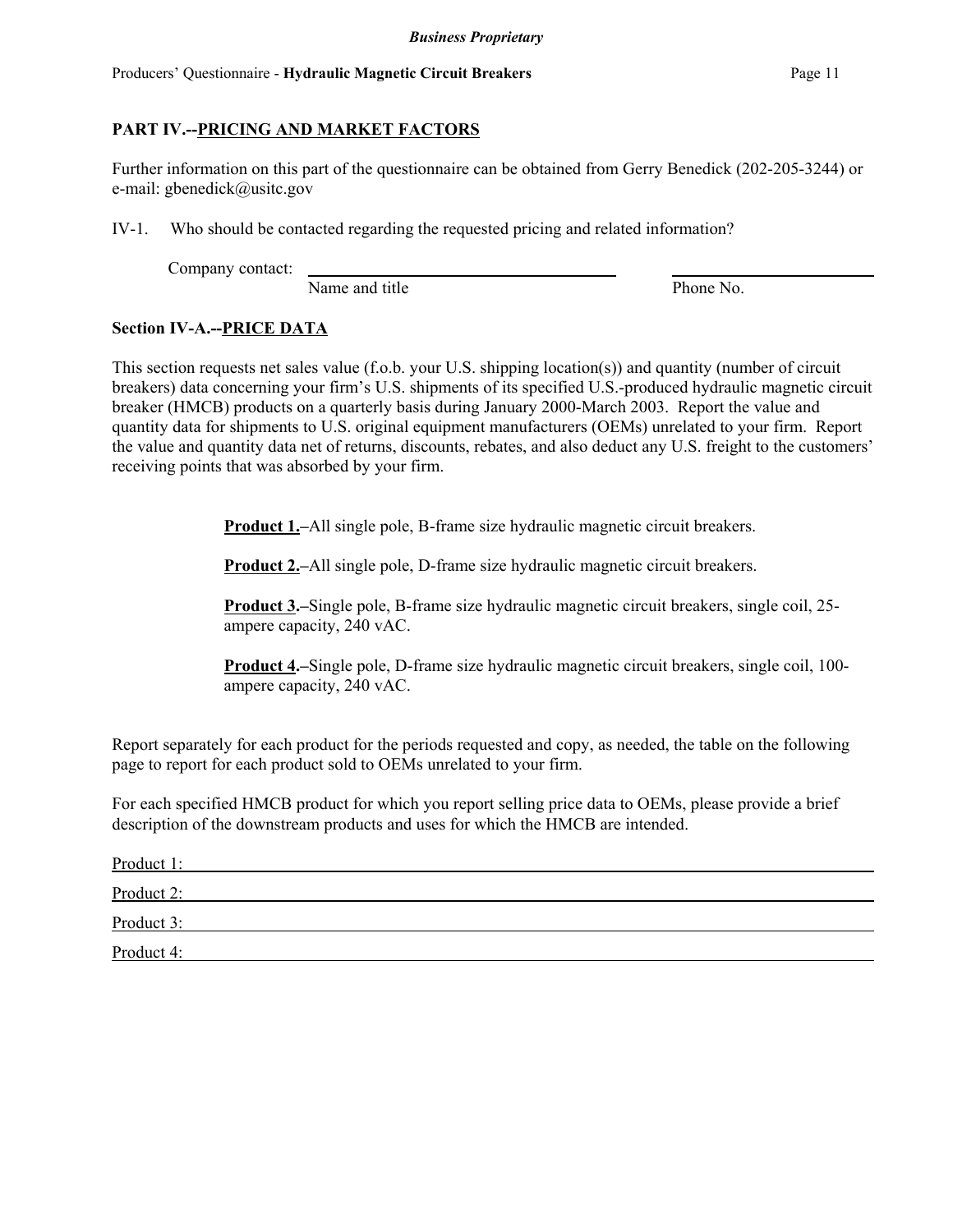## PART IV.--PRICING AND MARKET FACTORS

Further information on this part of the questionnaire can be obtained from Gerry Benedick (202-205-3244) or e-mail: gbenedick@usitc.gov

IV-1. Who should be contacted regarding the requested pricing and related information?

Company contact: ______________________________ ____________________
Name and title Phone No.

### Section IV-A.--PRICE DATA

This section requests net sales value (f.o.b. your U.S. shipping location(s)) and quantity (number of circuit breakers) data concerning your firm's U.S. shipments of its specified U.S.-produced hydraulic magnetic circuit breaker (HMCB) products on a quarterly basis during January 2000-March 2003. Report the value and quantity data for shipments to U.S. original equipment manufacturers (OEMs) unrelated to your firm. Report the value and quantity data net of returns, discounts, rebates, and also deduct any U.S. freight to the customers' receiving points that was absorbed by your firm.

**Product 1.**–All single pole, B-frame size hydraulic magnetic circuit breakers.

**Product 2.**–All single pole, D-frame size hydraulic magnetic circuit breakers.

**Product 3.**–Single pole, B-frame size hydraulic magnetic circuit breakers, single coil, 25-ampere capacity, 240 vAC.

**Product 4.**–Single pole, D-frame size hydraulic magnetic circuit breakers, single coil, 100-ampere capacity, 240 vAC.

Report separately for each product for the periods requested and copy, as needed, the table on the following page to report for each product sold to OEMs unrelated to your firm.

For each specified HMCB product for which you report selling price data to OEMs, please provide a brief description of the downstream products and uses for which the HMCB are intended.

Product 1: ____________________________________________________________

Product 2: ____________________________________________________________

Product 3: ____________________________________________________________

Product 4: ____________________________________________________________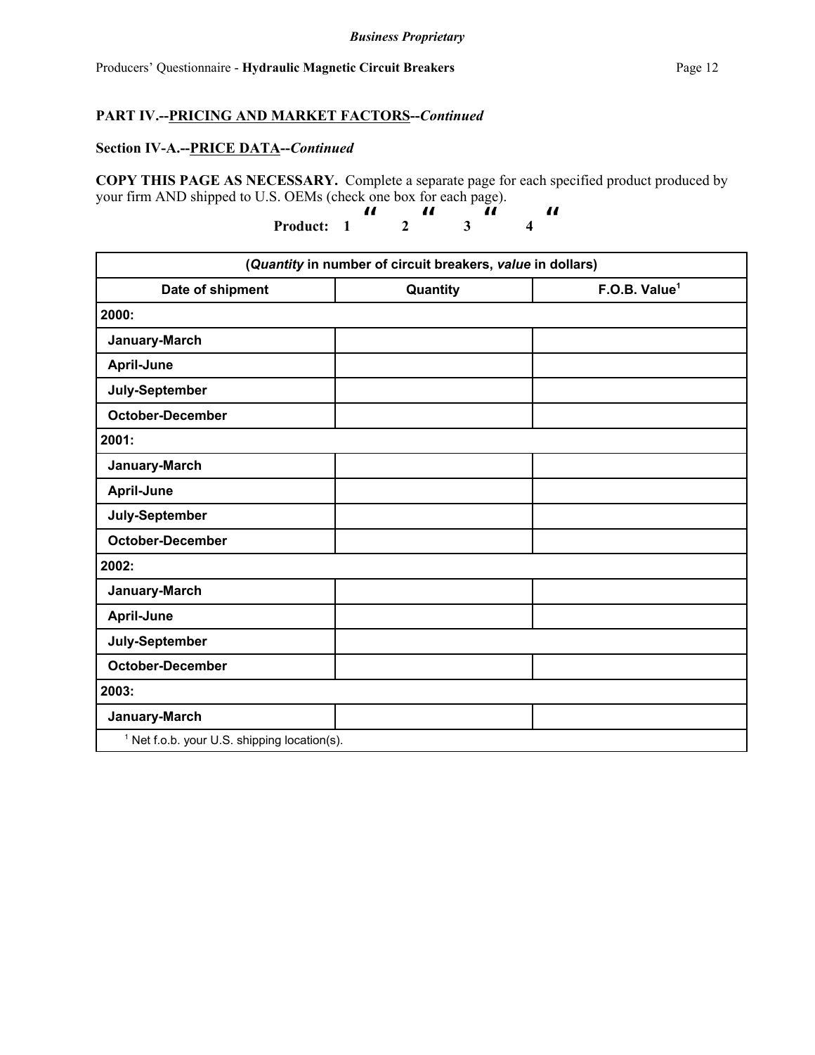*Business Proprietary*

Producers' Questionnaire - **Hydraulic Magnetic Circuit Breakers**

**PART IV.--PRICING AND MARKET FACTORS--*Continued***

**Section IV-A.--PRICE DATA--*Continued***

**COPY THIS PAGE AS NECESSARY.** Complete a separate page for each specified product produced by your firm AND shipped to U.S. OEMs (check one box for each page).

**Product: 1 ☐ 2 ☐ 3 ☐ 4 ☐**

| (*Quantity* in number of circuit breakers, *value* in dollars) | | |
|---|---|---|
| **Date of shipment** | **Quantity** | **F.O.B. Value[1]** |
| **2000:** | | |
| **January-March** | | |
| **April-June** | | |
| **July-September** | | |
| **October-December** | | |
| **2001:** | | |
| **January-March** | | |
| **April-June** | | |
| **July-September** | | |
| **October-December** | | |
| **2002:** | | |
| **January-March** | | |
| **April-June** | | |
| **July-September** | | |
| **October-December** | | |
| **2003:** | | |
| **January-March** | | |
| [1] Net f.o.b. your U.S. shipping location(s). | | |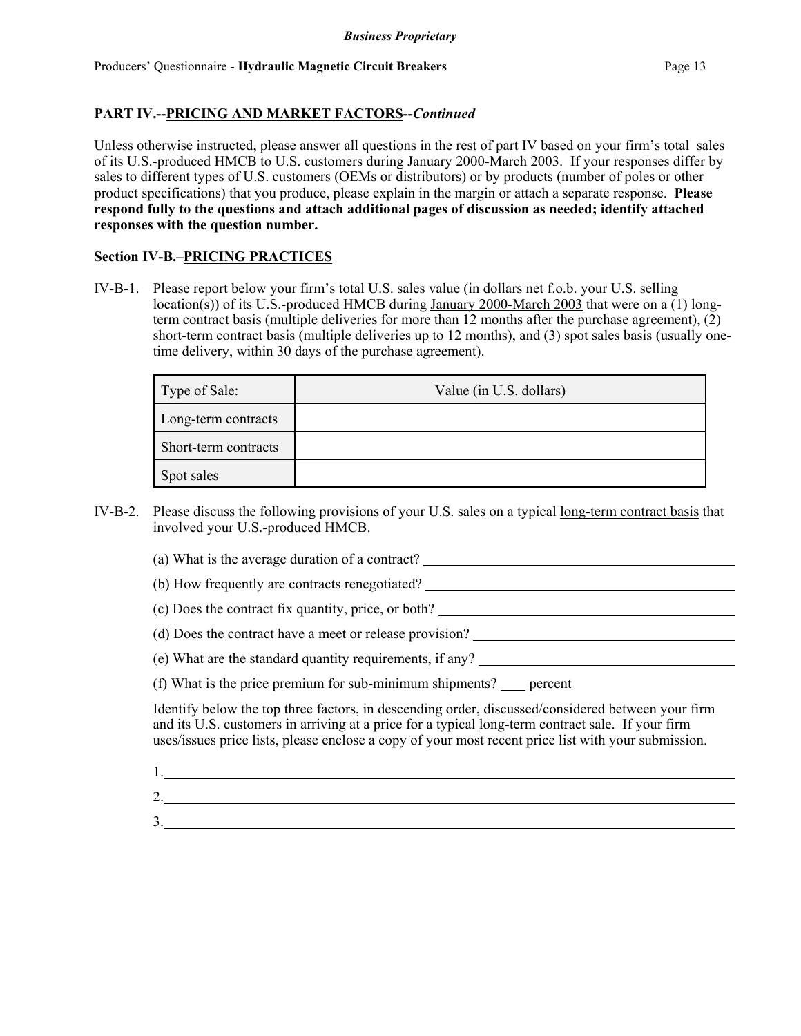## PART IV.--PRICING AND MARKET FACTORS--*Continued*

Unless otherwise instructed, please answer all questions in the rest of part IV based on your firm's total sales of its U.S.-produced HMCB to U.S. customers during January 2000-March 2003. If your responses differ by sales to different types of U.S. customers (OEMs or distributors) or by products (number of poles or other product specifications) that you produce, please explain in the margin or attach a separate response. **Please respond fully to the questions and attach additional pages of discussion as needed; identify attached responses with the question number.**

### Section IV-B.–PRICING PRACTICES

IV-B-1. Please report below your firm's total U.S. sales value (in dollars net f.o.b. your U.S. selling location(s)) of its U.S.-produced HMCB during January 2000-March 2003 that were on a (1) long-term contract basis (multiple deliveries for more than 12 months after the purchase agreement), (2) short-term contract basis (multiple deliveries up to 12 months), and (3) spot sales basis (usually one-time delivery, within 30 days of the purchase agreement).

| Type of Sale: | Value (in U.S. dollars) |
|---|---|
| Long-term contracts | |
| Short-term contracts | |
| Spot sales | |

IV-B-2. Please discuss the following provisions of your U.S. sales on a typical long-term contract basis that involved your U.S.-produced HMCB.

(a) What is the average duration of a contract? ______________________

(b) How frequently are contracts renegotiated? ______________________

(c) Does the contract fix quantity, price, or both? ______________________

(d) Does the contract have a meet or release provision? ______________________

(e) What are the standard quantity requirements, if any? ______________________

(f) What is the price premium for sub-minimum shipments? ____ percent

Identify below the top three factors, in descending order, discussed/considered between your firm and its U.S. customers in arriving at a price for a typical long-term contract sale. If your firm uses/issues price lists, please enclose a copy of your most recent price list with your submission.

1.______________________

2.______________________

3.______________________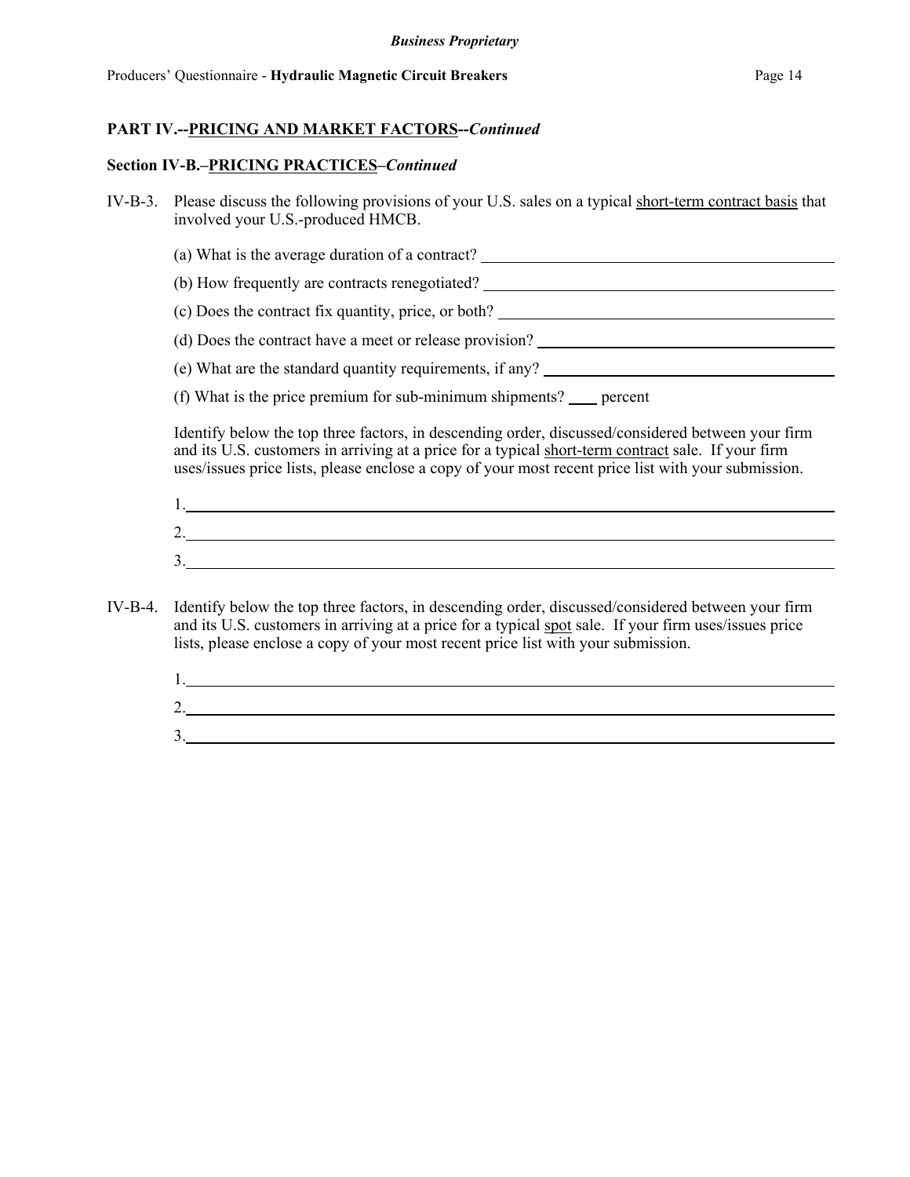## PART IV.--PRICING AND MARKET FACTORS--*Continued*

### Section IV-B.–PRICING PRACTICES–*Continued*

IV-B-3. Please discuss the following provisions of your U.S. sales on a typical short-term contract basis that involved your U.S.-produced HMCB.

(a) What is the average duration of a contract? ____________________

(b) How frequently are contracts renegotiated? ____________________

(c) Does the contract fix quantity, price, or both? ____________________

(d) Does the contract have a meet or release provision? ____________________

(e) What are the standard quantity requirements, if any? ____________________

(f) What is the price premium for sub-minimum shipments? ____ percent

Identify below the top three factors, in descending order, discussed/considered between your firm and its U.S. customers in arriving at a price for a typical short-term contract sale. If your firm uses/issues price lists, please enclose a copy of your most recent price list with your submission.

1.____________________

2.____________________

3.____________________

IV-B-4. Identify below the top three factors, in descending order, discussed/considered between your firm and its U.S. customers in arriving at a price for a typical spot sale. If your firm uses/issues price lists, please enclose a copy of your most recent price list with your submission.

1.____________________

2.____________________

3.____________________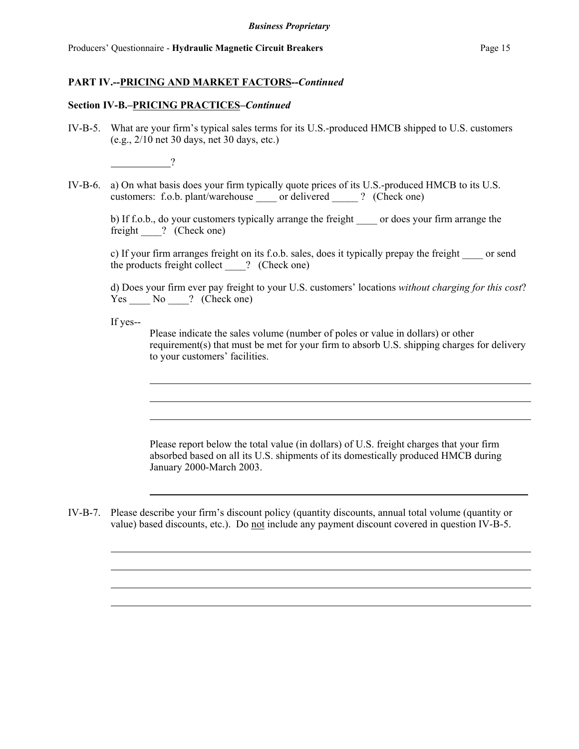## PART IV.--PRICING AND MARKET FACTORS--*Continued*

### Section IV-B.–PRICING PRACTICES–*Continued*

IV-B-5. What are your firm's typical sales terms for its U.S.-produced HMCB shipped to U.S. customers (e.g., 2/10 net 30 days, net 30 days, etc.)

___________?

IV-B-6. a) On what basis does your firm typically quote prices of its U.S.-produced HMCB to its U.S. customers: f.o.b. plant/warehouse ____ or delivered _____ ? (Check one)

b) If f.o.b., do your customers typically arrange the freight ____ or does your firm arrange the freight ____? (Check one)

c) If your firm arranges freight on its f.o.b. sales, does it typically prepay the freight ____ or send the products freight collect ____? (Check one)

d) Does your firm ever pay freight to your U.S. customers' locations *without charging for this cost*? Yes ____ No ____? (Check one)

If yes--

Please indicate the sales volume (number of poles or value in dollars) or other requirement(s) that must be met for your firm to absorb U.S. shipping charges for delivery to your customers' facilities.

___________________________________________________________________________

___________________________________________________________________________

___________________________________________________________________________

Please report below the total value (in dollars) of U.S. freight charges that your firm absorbed based on all its U.S. shipments of its domestically produced HMCB during January 2000-March 2003.

___________________________________________________________________________

IV-B-7. Please describe your firm's discount policy (quantity discounts, annual total volume (quantity or value) based discounts, etc.). Do not include any payment discount covered in question IV-B-5.

___________________________________________________________________________

___________________________________________________________________________

___________________________________________________________________________

___________________________________________________________________________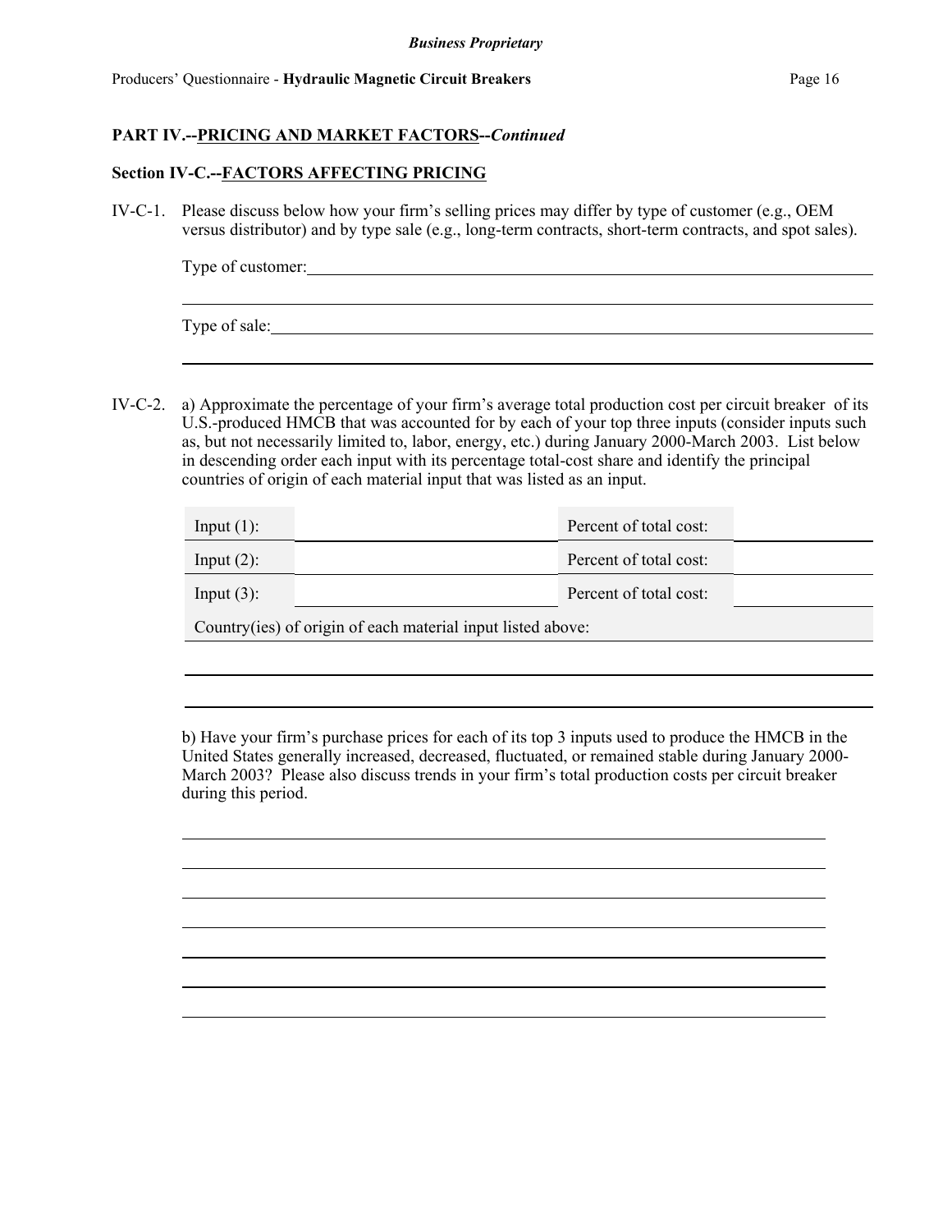## PART IV.--PRICING AND MARKET FACTORS--*Continued*

### Section IV-C.--FACTORS AFFECTING PRICING

IV-C-1. Please discuss below how your firm's selling prices may differ by type of customer (e.g., OEM versus distributor) and by type sale (e.g., long-term contracts, short-term contracts, and spot sales).

Type of customer: ______________________________________________

______________________________________________

Type of sale: ______________________________________________

______________________________________________

IV-C-2. a) Approximate the percentage of your firm's average total production cost per circuit breaker of its U.S.-produced HMCB that was accounted for by each of your top three inputs (consider inputs such as, but not necessarily limited to, labor, energy, etc.) during January 2000-March 2003. List below in descending order each input with its percentage total-cost share and identify the principal countries of origin of each material input that was listed as an input.

| | | | |
|---|---|---|---|
| Input (1): | | Percent of total cost: | |
| Input (2): | | Percent of total cost: | |
| Input (3): | | Percent of total cost: | |

Country(ies) of origin of each material input listed above:

______________________________________________

______________________________________________

b) Have your firm's purchase prices for each of its top 3 inputs used to produce the HMCB in the United States generally increased, decreased, fluctuated, or remained stable during January 2000-March 2003? Please also discuss trends in your firm's total production costs per circuit breaker during this period.

______________________________________________

______________________________________________

______________________________________________

______________________________________________

______________________________________________

______________________________________________

______________________________________________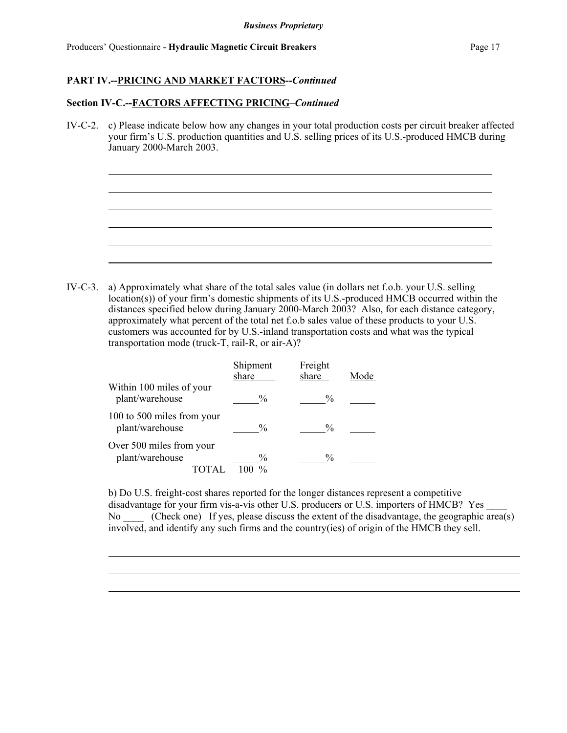**PART IV.--PRICING AND MARKET FACTORS--*Continued***

**Section IV-C.--FACTORS AFFECTING PRICING–*Continued***

IV-C-2. c) Please indicate below how any changes in your total production costs per circuit breaker affected your firm's U.S. production quantities and U.S. selling prices of its U.S.-produced HMCB during January 2000-March 2003.

\_\_\_\_\_\_\_\_\_\_\_\_\_\_\_\_\_\_\_\_\_\_\_\_\_\_\_\_\_\_\_\_\_\_\_\_\_\_\_\_\_\_\_\_\_\_\_\_\_\_\_\_\_\_\_\_\_\_\_\_\_\_\_\_\_\_\_\_\_\_\_\_

\_\_\_\_\_\_\_\_\_\_\_\_\_\_\_\_\_\_\_\_\_\_\_\_\_\_\_\_\_\_\_\_\_\_\_\_\_\_\_\_\_\_\_\_\_\_\_\_\_\_\_\_\_\_\_\_\_\_\_\_\_\_\_\_\_\_\_\_\_\_\_\_

\_\_\_\_\_\_\_\_\_\_\_\_\_\_\_\_\_\_\_\_\_\_\_\_\_\_\_\_\_\_\_\_\_\_\_\_\_\_\_\_\_\_\_\_\_\_\_\_\_\_\_\_\_\_\_\_\_\_\_\_\_\_\_\_\_\_\_\_\_\_\_\_

\_\_\_\_\_\_\_\_\_\_\_\_\_\_\_\_\_\_\_\_\_\_\_\_\_\_\_\_\_\_\_\_\_\_\_\_\_\_\_\_\_\_\_\_\_\_\_\_\_\_\_\_\_\_\_\_\_\_\_\_\_\_\_\_\_\_\_\_\_\_\_\_

\_\_\_\_\_\_\_\_\_\_\_\_\_\_\_\_\_\_\_\_\_\_\_\_\_\_\_\_\_\_\_\_\_\_\_\_\_\_\_\_\_\_\_\_\_\_\_\_\_\_\_\_\_\_\_\_\_\_\_\_\_\_\_\_\_\_\_\_\_\_\_\_

\_\_\_\_\_\_\_\_\_\_\_\_\_\_\_\_\_\_\_\_\_\_\_\_\_\_\_\_\_\_\_\_\_\_\_\_\_\_\_\_\_\_\_\_\_\_\_\_\_\_\_\_\_\_\_\_\_\_\_\_\_\_\_\_\_\_\_\_\_\_\_\_

IV-C-3. a) Approximately what share of the total sales value (in dollars net f.o.b. your U.S. selling location(s)) of your firm's domestic shipments of its U.S.-produced HMCB occurred within the distances specified below during January 2000-March 2003? Also, for each distance category, approximately what percent of the total net f.o.b sales value of these products to your U.S. customers was accounted for by U.S.-inland transportation costs and what was the typical transportation mode (truck-T, rail-R, or air-A)?

| | Shipment share | Freight share | Mode |
|---|---|---|---|
| Within 100 miles of your plant/warehouse | \_\_\_\_\_% | \_\_\_\_\_% | \_\_\_\_\_ |
| 100 to 500 miles from your plant/warehouse | \_\_\_\_\_% | \_\_\_\_\_% | \_\_\_\_\_ |
| Over 500 miles from your plant/warehouse | \_\_\_\_\_% | \_\_\_\_\_% | \_\_\_\_\_ |
| TOTAL | 100 % | | |

b) Do U.S. freight-cost shares reported for the longer distances represent a competitive disadvantage for your firm vis-a-vis other U.S. producers or U.S. importers of HMCB? Yes \_\_\_\_ No \_\_\_\_ (Check one) If yes, please discuss the extent of the disadvantage, the geographic area(s) involved, and identify any such firms and the country(ies) of origin of the HMCB they sell.

\_\_\_\_\_\_\_\_\_\_\_\_\_\_\_\_\_\_\_\_\_\_\_\_\_\_\_\_\_\_\_\_\_\_\_\_\_\_\_\_\_\_\_\_\_\_\_\_\_\_\_\_\_\_\_\_\_\_\_\_\_\_\_\_\_\_\_\_\_\_\_\_

\_\_\_\_\_\_\_\_\_\_\_\_\_\_\_\_\_\_\_\_\_\_\_\_\_\_\_\_\_\_\_\_\_\_\_\_\_\_\_\_\_\_\_\_\_\_\_\_\_\_\_\_\_\_\_\_\_\_\_\_\_\_\_\_\_\_\_\_\_\_\_\_

\_\_\_\_\_\_\_\_\_\_\_\_\_\_\_\_\_\_\_\_\_\_\_\_\_\_\_\_\_\_\_\_\_\_\_\_\_\_\_\_\_\_\_\_\_\_\_\_\_\_\_\_\_\_\_\_\_\_\_\_\_\_\_\_\_\_\_\_\_\_\_\_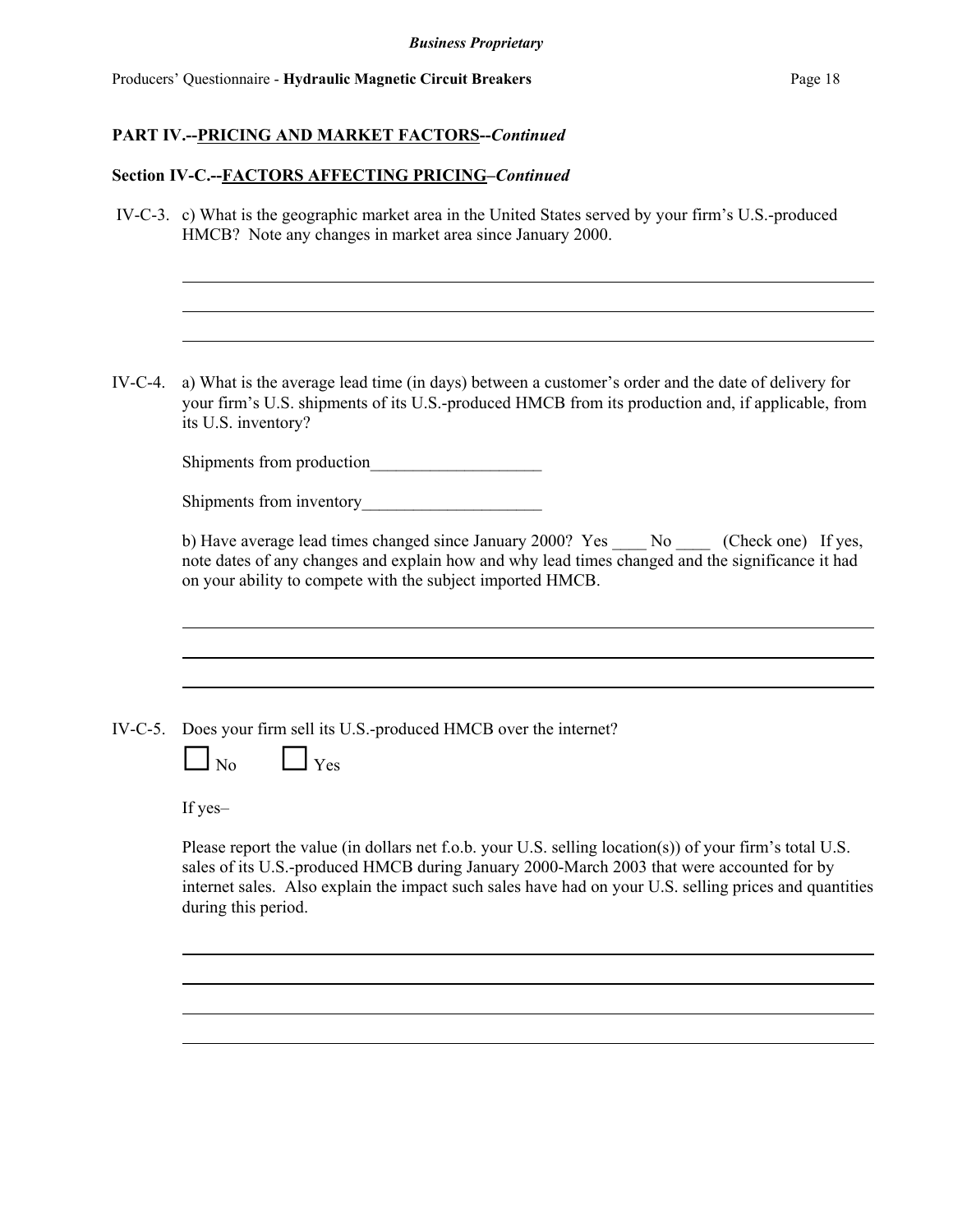## PART IV.--PRICING AND MARKET FACTORS--*Continued*

### Section IV-C.--FACTORS AFFECTING PRICING–*Continued*

IV-C-3. c) What is the geographic market area in the United States served by your firm's U.S.-produced HMCB? Note any changes in market area since January 2000.

\_\_\_\_\_\_\_\_\_\_\_\_\_\_\_\_\_\_\_\_\_\_\_\_\_\_\_\_\_\_\_\_\_\_\_\_\_\_\_\_\_\_\_\_\_\_\_\_\_\_\_\_\_\_\_\_\_\_\_\_\_\_\_\_\_\_\_\_\_\_

\_\_\_\_\_\_\_\_\_\_\_\_\_\_\_\_\_\_\_\_\_\_\_\_\_\_\_\_\_\_\_\_\_\_\_\_\_\_\_\_\_\_\_\_\_\_\_\_\_\_\_\_\_\_\_\_\_\_\_\_\_\_\_\_\_\_\_\_\_\_

\_\_\_\_\_\_\_\_\_\_\_\_\_\_\_\_\_\_\_\_\_\_\_\_\_\_\_\_\_\_\_\_\_\_\_\_\_\_\_\_\_\_\_\_\_\_\_\_\_\_\_\_\_\_\_\_\_\_\_\_\_\_\_\_\_\_\_\_\_\_

IV-C-4. a) What is the average lead time (in days) between a customer's order and the date of delivery for your firm's U.S. shipments of its U.S.-produced HMCB from its production and, if applicable, from its U.S. inventory?

Shipments from production\_\_\_\_\_\_\_\_\_\_\_\_\_\_\_\_\_\_\_\_

Shipments from inventory\_\_\_\_\_\_\_\_\_\_\_\_\_\_\_\_\_\_\_\_\_

b) Have average lead times changed since January 2000? Yes \_\_\_\_ No \_\_\_\_ (Check one) If yes, note dates of any changes and explain how and why lead times changed and the significance it had on your ability to compete with the subject imported HMCB.

\_\_\_\_\_\_\_\_\_\_\_\_\_\_\_\_\_\_\_\_\_\_\_\_\_\_\_\_\_\_\_\_\_\_\_\_\_\_\_\_\_\_\_\_\_\_\_\_\_\_\_\_\_\_\_\_\_\_\_\_\_\_\_\_\_\_\_\_\_\_

\_\_\_\_\_\_\_\_\_\_\_\_\_\_\_\_\_\_\_\_\_\_\_\_\_\_\_\_\_\_\_\_\_\_\_\_\_\_\_\_\_\_\_\_\_\_\_\_\_\_\_\_\_\_\_\_\_\_\_\_\_\_\_\_\_\_\_\_\_\_

\_\_\_\_\_\_\_\_\_\_\_\_\_\_\_\_\_\_\_\_\_\_\_\_\_\_\_\_\_\_\_\_\_\_\_\_\_\_\_\_\_\_\_\_\_\_\_\_\_\_\_\_\_\_\_\_\_\_\_\_\_\_\_\_\_\_\_\_\_\_

IV-C-5. Does your firm sell its U.S.-produced HMCB over the internet?

☐ No ☐ Yes

If yes–

Please report the value (in dollars net f.o.b. your U.S. selling location(s)) of your firm's total U.S. sales of its U.S.-produced HMCB during January 2000-March 2003 that were accounted for by internet sales. Also explain the impact such sales have had on your U.S. selling prices and quantities during this period.

\_\_\_\_\_\_\_\_\_\_\_\_\_\_\_\_\_\_\_\_\_\_\_\_\_\_\_\_\_\_\_\_\_\_\_\_\_\_\_\_\_\_\_\_\_\_\_\_\_\_\_\_\_\_\_\_\_\_\_\_\_\_\_\_\_\_\_\_\_\_

\_\_\_\_\_\_\_\_\_\_\_\_\_\_\_\_\_\_\_\_\_\_\_\_\_\_\_\_\_\_\_\_\_\_\_\_\_\_\_\_\_\_\_\_\_\_\_\_\_\_\_\_\_\_\_\_\_\_\_\_\_\_\_\_\_\_\_\_\_\_

\_\_\_\_\_\_\_\_\_\_\_\_\_\_\_\_\_\_\_\_\_\_\_\_\_\_\_\_\_\_\_\_\_\_\_\_\_\_\_\_\_\_\_\_\_\_\_\_\_\_\_\_\_\_\_\_\_\_\_\_\_\_\_\_\_\_\_\_\_\_

\_\_\_\_\_\_\_\_\_\_\_\_\_\_\_\_\_\_\_\_\_\_\_\_\_\_\_\_\_\_\_\_\_\_\_\_\_\_\_\_\_\_\_\_\_\_\_\_\_\_\_\_\_\_\_\_\_\_\_\_\_\_\_\_\_\_\_\_\_\_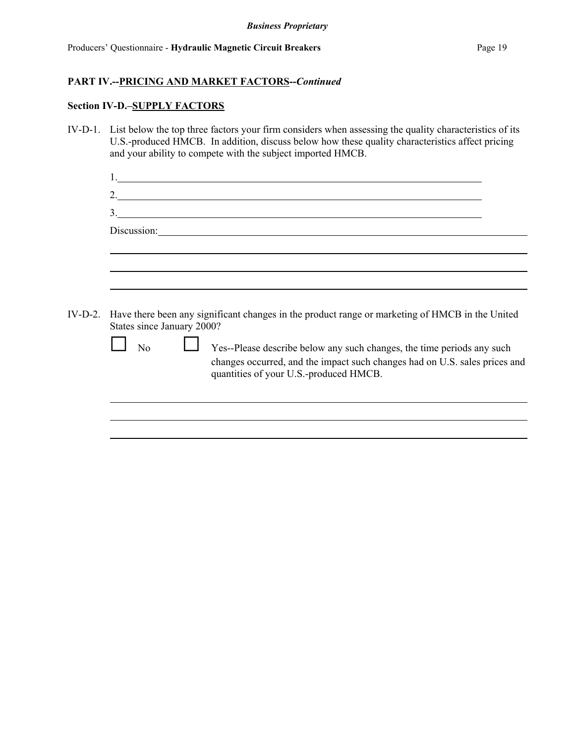## PART IV.--PRICING AND MARKET FACTORS--*Continued*

### Section IV-D.–SUPPLY FACTORS

IV-D-1. List below the top three factors your firm considers when assessing the quality characteristics of its U.S.-produced HMCB. In addition, discuss below how these quality characteristics affect pricing and your ability to compete with the subject imported HMCB.

1.\_\_\_\_\_\_\_\_\_\_\_\_\_\_\_\_\_\_\_\_\_\_\_\_\_\_\_\_\_\_\_\_\_\_\_\_\_\_\_\_\_\_\_\_\_\_\_\_\_\_\_\_\_\_\_\_\_\_\_\_

2.\_\_\_\_\_\_\_\_\_\_\_\_\_\_\_\_\_\_\_\_\_\_\_\_\_\_\_\_\_\_\_\_\_\_\_\_\_\_\_\_\_\_\_\_\_\_\_\_\_\_\_\_\_\_\_\_\_\_\_\_

3.\_\_\_\_\_\_\_\_\_\_\_\_\_\_\_\_\_\_\_\_\_\_\_\_\_\_\_\_\_\_\_\_\_\_\_\_\_\_\_\_\_\_\_\_\_\_\_\_\_\_\_\_\_\_\_\_\_\_\_\_

Discussion:\_\_\_\_\_\_\_\_\_\_\_\_\_\_\_\_\_\_\_\_\_\_\_\_\_\_\_\_\_\_\_\_\_\_\_\_\_\_\_\_\_\_\_\_\_\_\_\_\_\_\_\_\_\_\_\_\_\_\_\_

IV-D-2. Have there been any significant changes in the product range or marketing of HMCB in the United States since January 2000?

☐ No ☐ Yes--Please describe below any such changes, the time periods any such changes occurred, and the impact such changes had on U.S. sales prices and quantities of your U.S.-produced HMCB.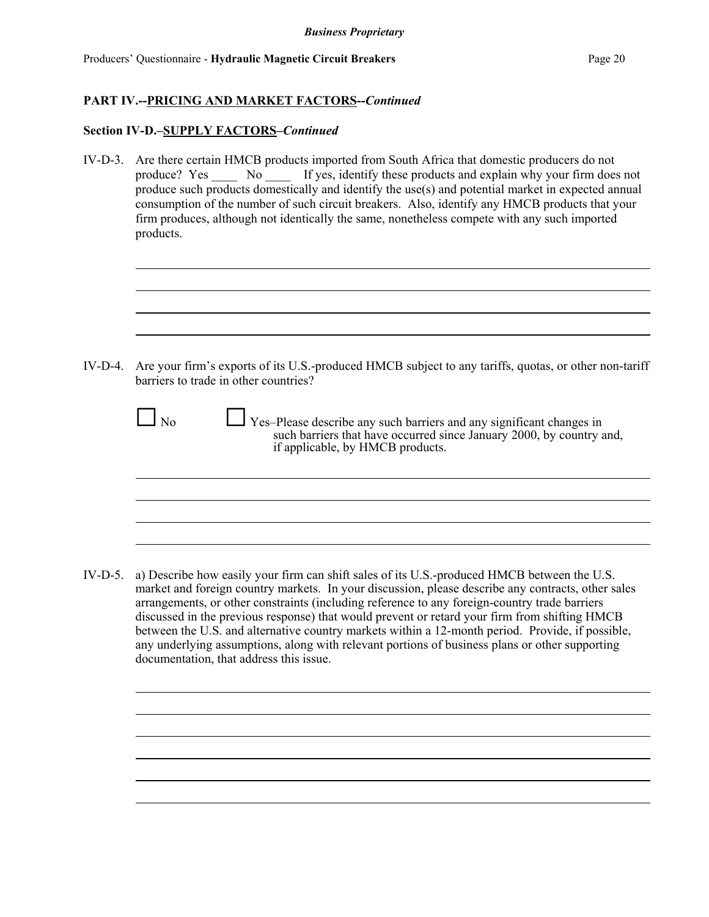**PART IV.--PRICING AND MARKET FACTORS--*Continued***

**Section IV-D.–SUPPLY FACTORS–*Continued***

IV-D-3. Are there certain HMCB products imported from South Africa that domestic producers do not produce? Yes ____ No ____ If yes, identify these products and explain why your firm does not produce such products domestically and identify the use(s) and potential market in expected annual consumption of the number of such circuit breakers. Also, identify any HMCB products that your firm produces, although not identically the same, nonetheless compete with any such imported products.

_______________________________________________

_______________________________________________

_______________________________________________

_______________________________________________

IV-D-4. Are your firm's exports of its U.S.-produced HMCB subject to any tariffs, quotas, or other non-tariff barriers to trade in other countries?

☐ No ☐ Yes–Please describe any such barriers and any significant changes in such barriers that have occurred since January 2000, by country and, if applicable, by HMCB products.

_______________________________________________

_______________________________________________

_______________________________________________

_______________________________________________

IV-D-5. a) Describe how easily your firm can shift sales of its U.S.-produced HMCB between the U.S. market and foreign country markets. In your discussion, please describe any contracts, other sales arrangements, or other constraints (including reference to any foreign-country trade barriers discussed in the previous response) that would prevent or retard your firm from shifting HMCB between the U.S. and alternative country markets within a 12-month period. Provide, if possible, any underlying assumptions, along with relevant portions of business plans or other supporting documentation, that address this issue.

_______________________________________________

_______________________________________________

_______________________________________________

_______________________________________________

_______________________________________________

_______________________________________________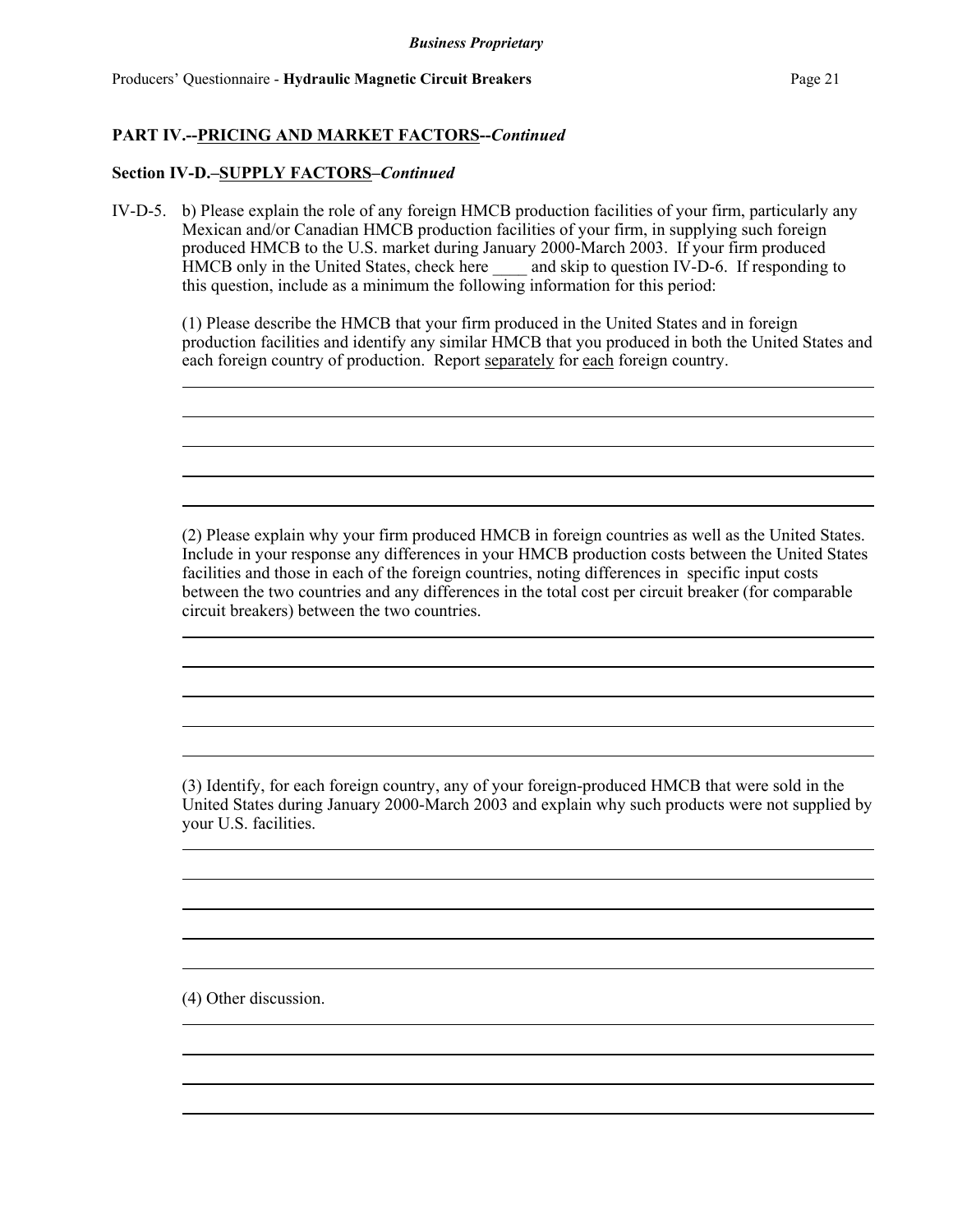## PART IV.--PRICING AND MARKET FACTORS--*Continued*

### Section IV-D.–SUPPLY FACTORS–*Continued*

IV-D-5. b) Please explain the role of any foreign HMCB production facilities of your firm, particularly any Mexican and/or Canadian HMCB production facilities of your firm, in supplying such foreign produced HMCB to the U.S. market during January 2000-March 2003. If your firm produced HMCB only in the United States, check here ____ and skip to question IV-D-6. If responding to this question, include as a minimum the following information for this period:

(1) Please describe the HMCB that your firm produced in the United States and in foreign production facilities and identify any similar HMCB that you produced in both the United States and each foreign country of production. Report separately for each foreign country.

______________________________________________________________________

______________________________________________________________________

______________________________________________________________________

______________________________________________________________________

______________________________________________________________________

(2) Please explain why your firm produced HMCB in foreign countries as well as the United States. Include in your response any differences in your HMCB production costs between the United States facilities and those in each of the foreign countries, noting differences in specific input costs between the two countries and any differences in the total cost per circuit breaker (for comparable circuit breakers) between the two countries.

______________________________________________________________________

______________________________________________________________________

______________________________________________________________________

______________________________________________________________________

______________________________________________________________________

(3) Identify, for each foreign country, any of your foreign-produced HMCB that were sold in the United States during January 2000-March 2003 and explain why such products were not supplied by your U.S. facilities.

______________________________________________________________________

______________________________________________________________________

______________________________________________________________________

______________________________________________________________________

______________________________________________________________________

(4) Other discussion.

______________________________________________________________________

______________________________________________________________________

______________________________________________________________________

______________________________________________________________________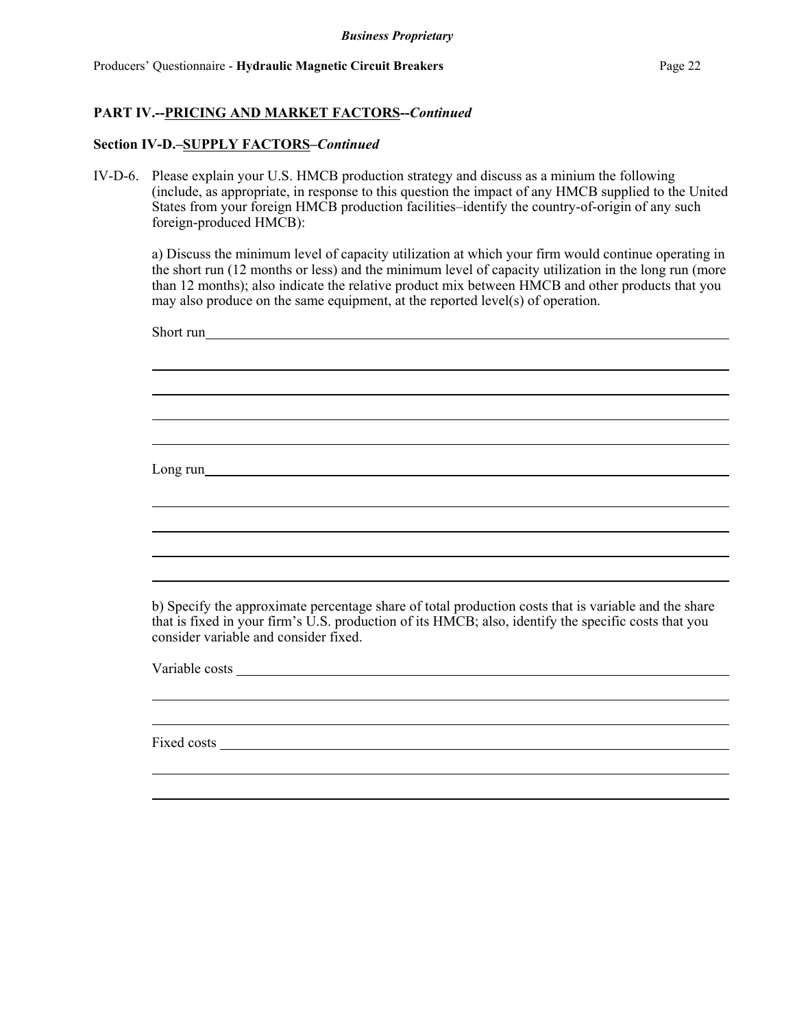## PART IV.--PRICING AND MARKET FACTORS--*Continued*

### Section IV-D.–SUPPLY FACTORS–*Continued*

IV-D-6. Please explain your U.S. HMCB production strategy and discuss as a minium the following (include, as appropriate, in response to this question the impact of any HMCB supplied to the United States from your foreign HMCB production facilities–identify the country-of-origin of any such foreign-produced HMCB):

a) Discuss the minimum level of capacity utilization at which your firm would continue operating in the short run (12 months or less) and the minimum level of capacity utilization in the long run (more than 12 months); also indicate the relative product mix between HMCB and other products that you may also produce on the same equipment, at the reported level(s) of operation.

Short run\_\_\_\_\_\_\_\_\_\_\_\_\_\_\_\_\_\_\_\_\_\_\_\_\_\_\_\_\_\_\_\_\_\_\_\_\_\_\_\_\_\_\_\_\_\_\_\_\_\_\_\_\_\_\_\_\_\_\_\_\_\_\_\_\_\_\_\_\_\_

Long run\_\_\_\_\_\_\_\_\_\_\_\_\_\_\_\_\_\_\_\_\_\_\_\_\_\_\_\_\_\_\_\_\_\_\_\_\_\_\_\_\_\_\_\_\_\_\_\_\_\_\_\_\_\_\_\_\_\_\_\_\_\_\_\_\_\_\_\_\_\_

b) Specify the approximate percentage share of total production costs that is variable and the share that is fixed in your firm's U.S. production of its HMCB; also, identify the specific costs that you consider variable and consider fixed.

Variable costs \_\_\_\_\_\_\_\_\_\_\_\_\_\_\_\_\_\_\_\_\_\_\_\_\_\_\_\_\_\_\_\_\_\_\_\_\_\_\_\_\_\_\_\_\_\_\_\_\_\_\_\_\_\_\_\_\_\_\_\_\_\_\_\_\_\_

Fixed costs \_\_\_\_\_\_\_\_\_\_\_\_\_\_\_\_\_\_\_\_\_\_\_\_\_\_\_\_\_\_\_\_\_\_\_\_\_\_\_\_\_\_\_\_\_\_\_\_\_\_\_\_\_\_\_\_\_\_\_\_\_\_\_\_\_\_\_\_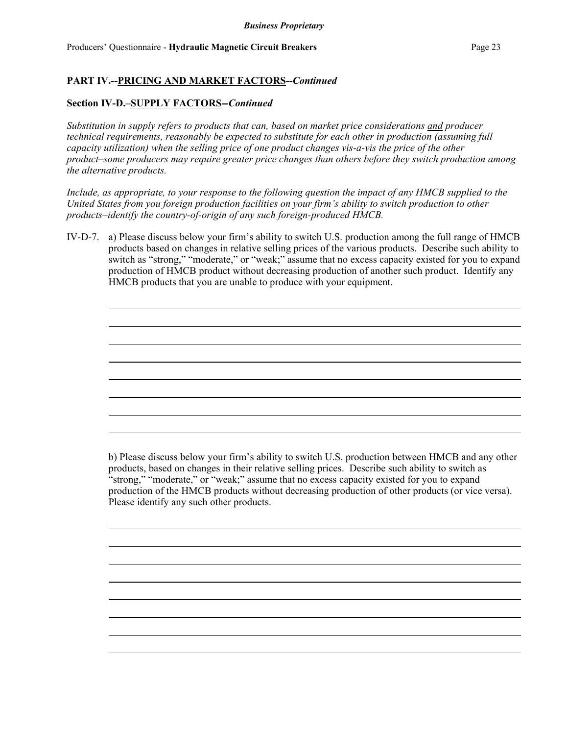## PART IV.--PRICING AND MARKET FACTORS--*Continued*

### Section IV-D.–SUPPLY FACTORS--*Continued*

*Substitution in supply refers to products that can, based on market price considerations and producer technical requirements, reasonably be expected to substitute for each other in production (assuming full capacity utilization) when the selling price of one product changes vis-a-vis the price of the other product–some producers may require greater price changes than others before they switch production among the alternative products.*

*Include, as appropriate, to your response to the following question the impact of any HMCB supplied to the United States from you foreign production facilities on your firm's ability to switch production to other products–identify the country-of-origin of any such foreign-produced HMCB.*

IV-D-7. a) Please discuss below your firm's ability to switch U.S. production among the full range of HMCB products based on changes in relative selling prices of the various products. Describe such ability to switch as "strong," "moderate," or "weak;" assume that no excess capacity existed for you to expand production of HMCB product without decreasing production of another such product. Identify any HMCB products that you are unable to produce with your equipment.

b) Please discuss below your firm's ability to switch U.S. production between HMCB and any other products, based on changes in their relative selling prices. Describe such ability to switch as "strong," "moderate," or "weak;" assume that no excess capacity existed for you to expand production of the HMCB products without decreasing production of other products (or vice versa). Please identify any such other products.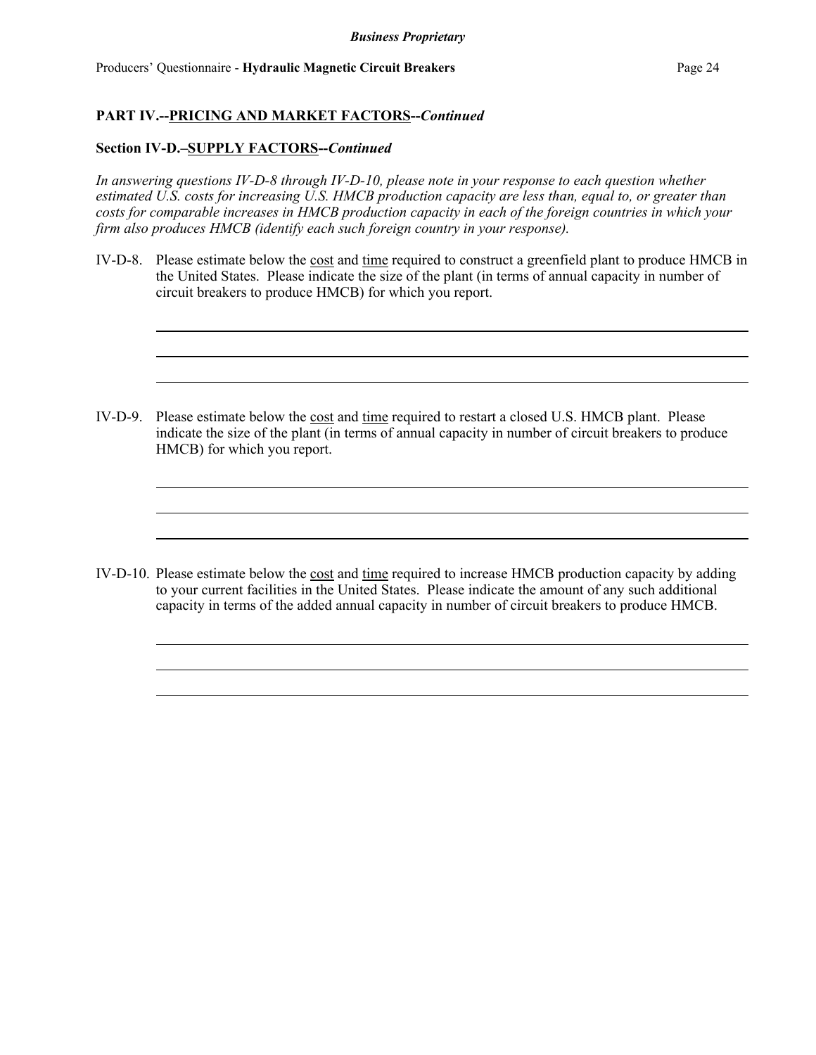## PART IV.--PRICING AND MARKET FACTORS--*Continued*

### Section IV-D.–SUPPLY FACTORS--*Continued*

*In answering questions IV-D-8 through IV-D-10, please note in your response to each question whether estimated U.S. costs for increasing U.S. HMCB production capacity are less than, equal to, or greater than costs for comparable increases in HMCB production capacity in each of the foreign countries in which your firm also produces HMCB (identify each such foreign country in your response).*

IV-D-8. Please estimate below the cost and time required to construct a greenfield plant to produce HMCB in the United States. Please indicate the size of the plant (in terms of annual capacity in number of circuit breakers to produce HMCB) for which you report.

IV-D-9. Please estimate below the cost and time required to restart a closed U.S. HMCB plant. Please indicate the size of the plant (in terms of annual capacity in number of circuit breakers to produce HMCB) for which you report.

IV-D-10. Please estimate below the cost and time required to increase HMCB production capacity by adding to your current facilities in the United States. Please indicate the amount of any such additional capacity in terms of the added annual capacity in number of circuit breakers to produce HMCB.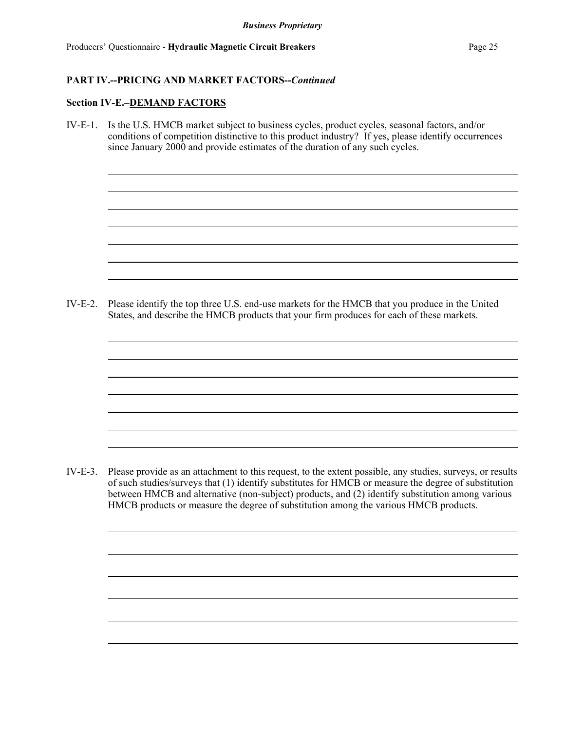## PART IV.--PRICING AND MARKET FACTORS--*Continued*

### Section IV-E.–DEMAND FACTORS

IV-E-1. Is the U.S. HMCB market subject to business cycles, product cycles, seasonal factors, and/or conditions of competition distinctive to this product industry? If yes, please identify occurrences since January 2000 and provide estimates of the duration of any such cycles.

IV-E-2. Please identify the top three U.S. end-use markets for the HMCB that you produce in the United States, and describe the HMCB products that your firm produces for each of these markets.

IV-E-3. Please provide as an attachment to this request, to the extent possible, any studies, surveys, or results of such studies/surveys that (1) identify substitutes for HMCB or measure the degree of substitution between HMCB and alternative (non-subject) products, and (2) identify substitution among various HMCB products or measure the degree of substitution among the various HMCB products.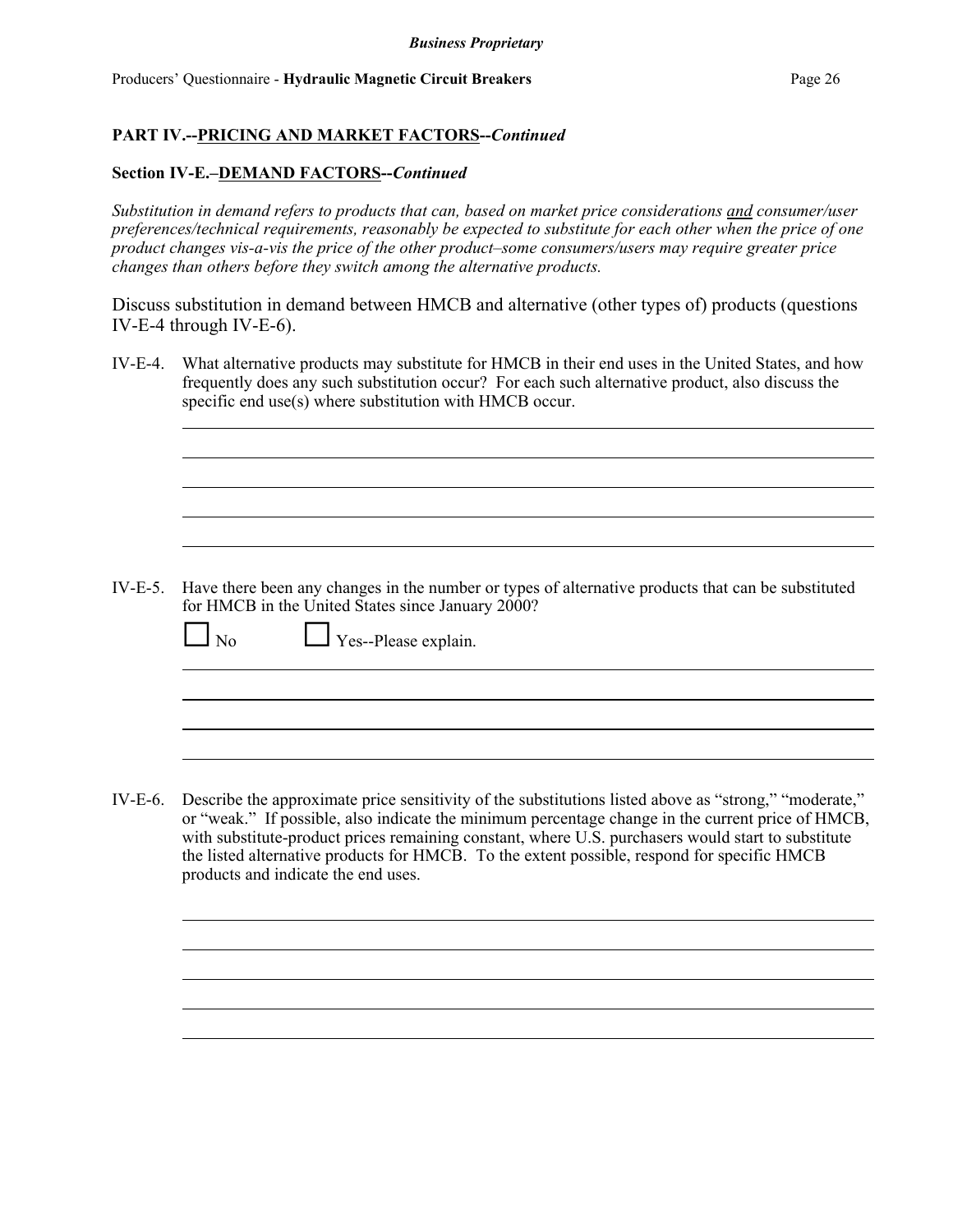## PART IV.--PRICING AND MARKET FACTORS--*Continued*

### Section IV-E.–DEMAND FACTORS--*Continued*

*Substitution in demand refers to products that can, based on market price considerations and consumer/user preferences/technical requirements, reasonably be expected to substitute for each other when the price of one product changes vis-a-vis the price of the other product–some consumers/users may require greater price changes than others before they switch among the alternative products.*

Discuss substitution in demand between HMCB and alternative (other types of) products (questions IV-E-4 through IV-E-6).

IV-E-4. What alternative products may substitute for HMCB in their end uses in the United States, and how frequently does any such substitution occur? For each such alternative product, also discuss the specific end use(s) where substitution with HMCB occur.

IV-E-5. Have there been any changes in the number or types of alternative products that can be substituted for HMCB in the United States since January 2000?

☐ No ☐ Yes--Please explain.

IV-E-6. Describe the approximate price sensitivity of the substitutions listed above as "strong," "moderate," or "weak." If possible, also indicate the minimum percentage change in the current price of HMCB, with substitute-product prices remaining constant, where U.S. purchasers would start to substitute the listed alternative products for HMCB. To the extent possible, respond for specific HMCB products and indicate the end uses.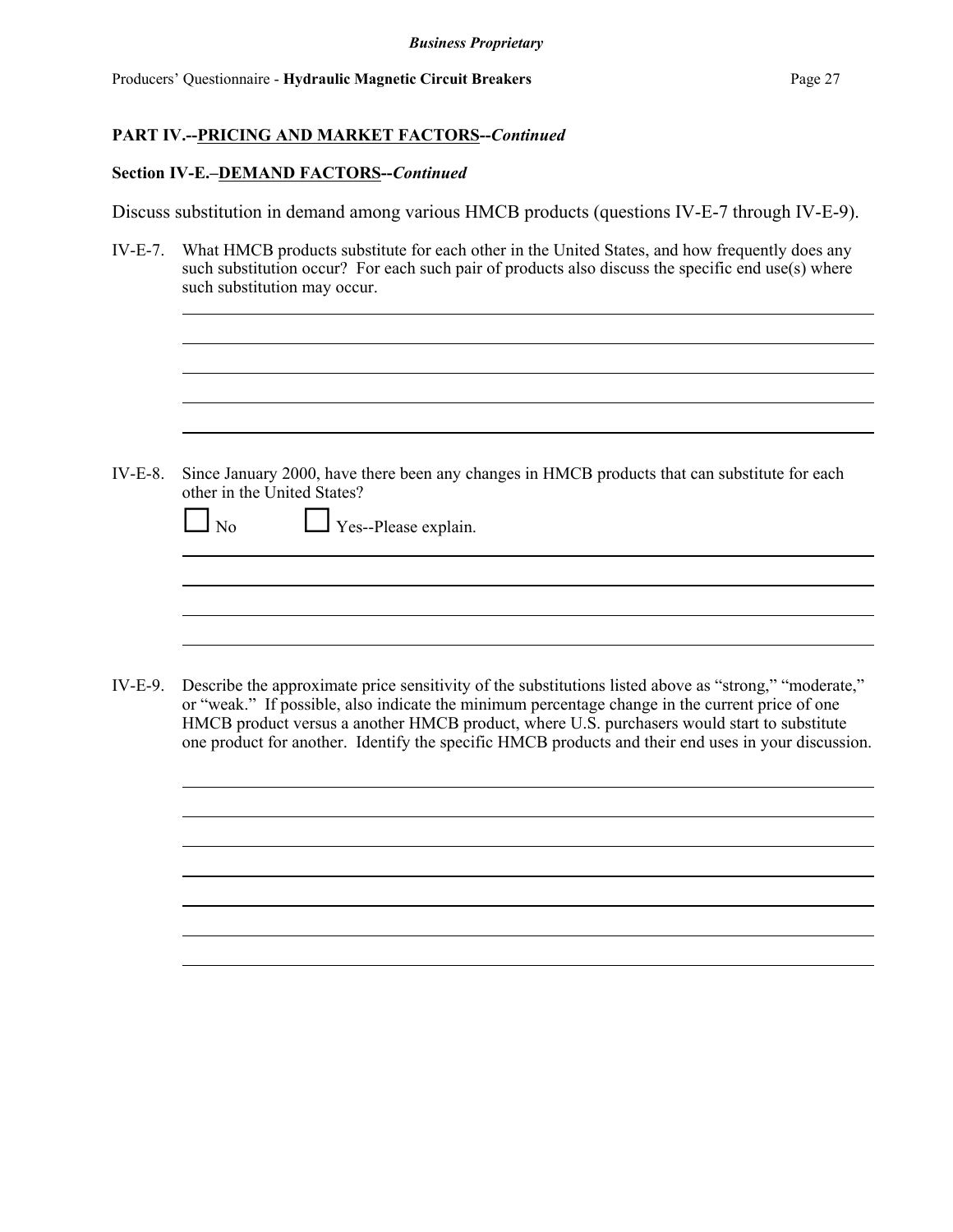## PART IV.--PRICING AND MARKET FACTORS--*Continued*

### Section IV-E.–DEMAND FACTORS--*Continued*

Discuss substitution in demand among various HMCB products (questions IV-E-7 through IV-E-9).

IV-E-7. What HMCB products substitute for each other in the United States, and how frequently does any such substitution occur? For each such pair of products also discuss the specific end use(s) where such substitution may occur.

IV-E-8. Since January 2000, have there been any changes in HMCB products that can substitute for each other in the United States?

☐ No ☐ Yes--Please explain.

IV-E-9. Describe the approximate price sensitivity of the substitutions listed above as "strong," "moderate," or "weak." If possible, also indicate the minimum percentage change in the current price of one HMCB product versus a another HMCB product, where U.S. purchasers would start to substitute one product for another. Identify the specific HMCB products and their end uses in your discussion.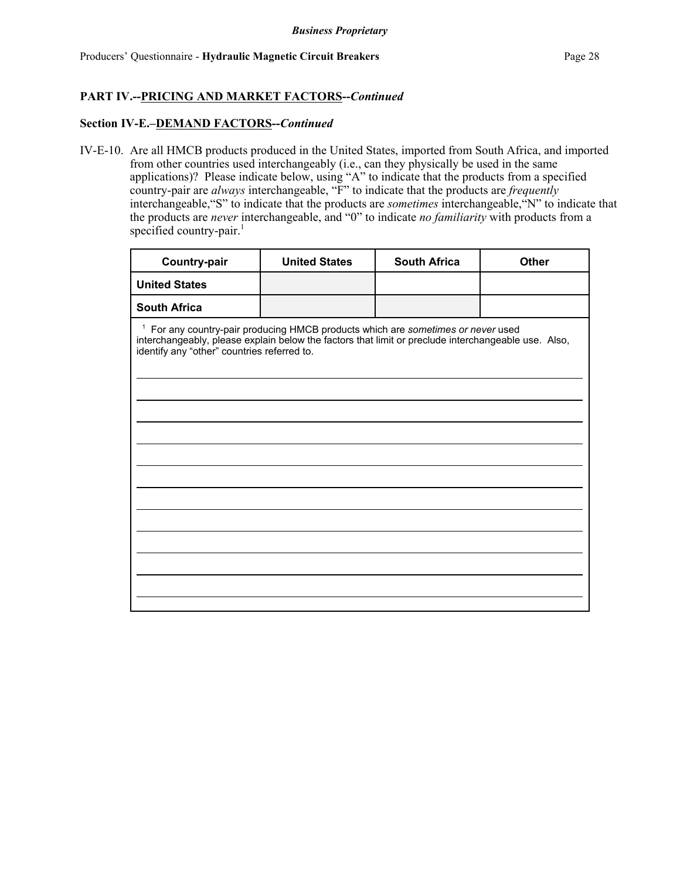## PART IV.--PRICING AND MARKET FACTORS--*Continued*

### Section IV-E.–DEMAND FACTORS--*Continued*

IV-E-10. Are all HMCB products produced in the United States, imported from South Africa, and imported from other countries used interchangeably (i.e., can they physically be used in the same applications)? Please indicate below, using "A" to indicate that the products from a specified country-pair are *always* interchangeable, "F" to indicate that the products are *frequently* interchangeable, "S" to indicate that the products are *sometimes* interchangeable, "N" to indicate that the products are *never* interchangeable, and "0" to indicate *no familiarity* with products from a specified country-pair.[1]

| Country-pair | United States | South Africa | Other |
|---|---|---|---|
| **United States** | | | |
| **South Africa** | | | |

[1] For any country-pair producing HMCB products which are *sometimes or never* used interchangeably, please explain below the factors that limit or preclude interchangeable use. Also, identify any "other" countries referred to.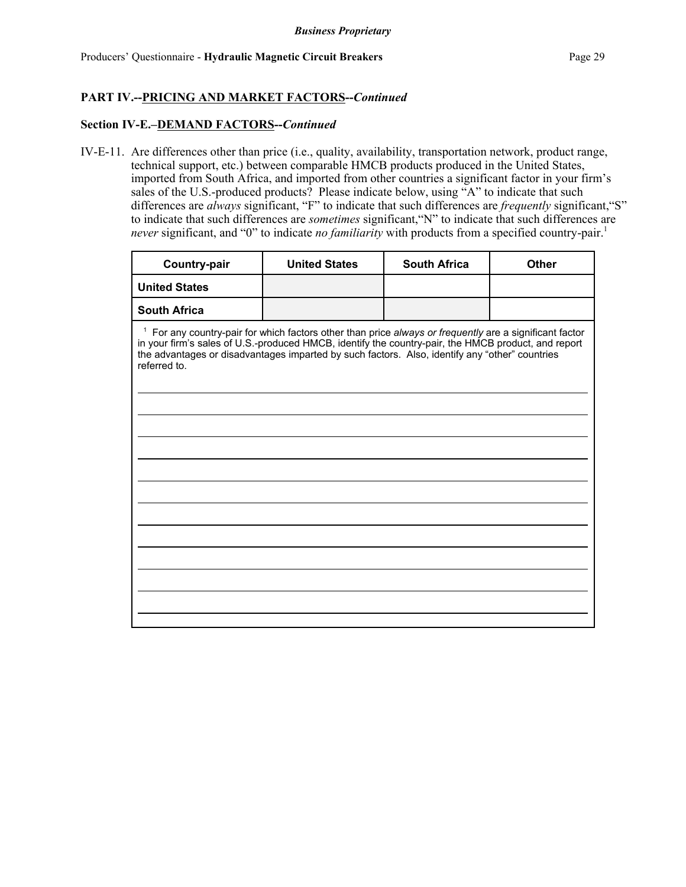**Business Proprietary**

Producers' Questionnaire - **Hydraulic Magnetic Circuit Breakers**

## PART IV.--PRICING AND MARKET FACTORS--*Continued*

### Section IV-E.–DEMAND FACTORS--*Continued*

IV-E-11. Are differences other than price (i.e., quality, availability, transportation network, product range, technical support, etc.) between comparable HMCB products produced in the United States, imported from South Africa, and imported from other countries a significant factor in your firm's sales of the U.S.-produced products? Please indicate below, using "A" to indicate that such differences are *always* significant, "F" to indicate that such differences are *frequently* significant,"S" to indicate that such differences are *sometimes* significant,"N" to indicate that such differences are *never* significant, and "0" to indicate *no familiarity* with products from a specified country-pair.[1]

| Country-pair | United States | South Africa | Other |
|---|---|---|---|
| **United States** | | | |
| **South Africa** | | | |

[1] For any country-pair for which factors other than price *always or frequently* are a significant factor in your firm's sales of U.S.-produced HMCB, identify the country-pair, the HMCB product, and report the advantages or disadvantages imparted by such factors. Also, identify any "other" countries referred to.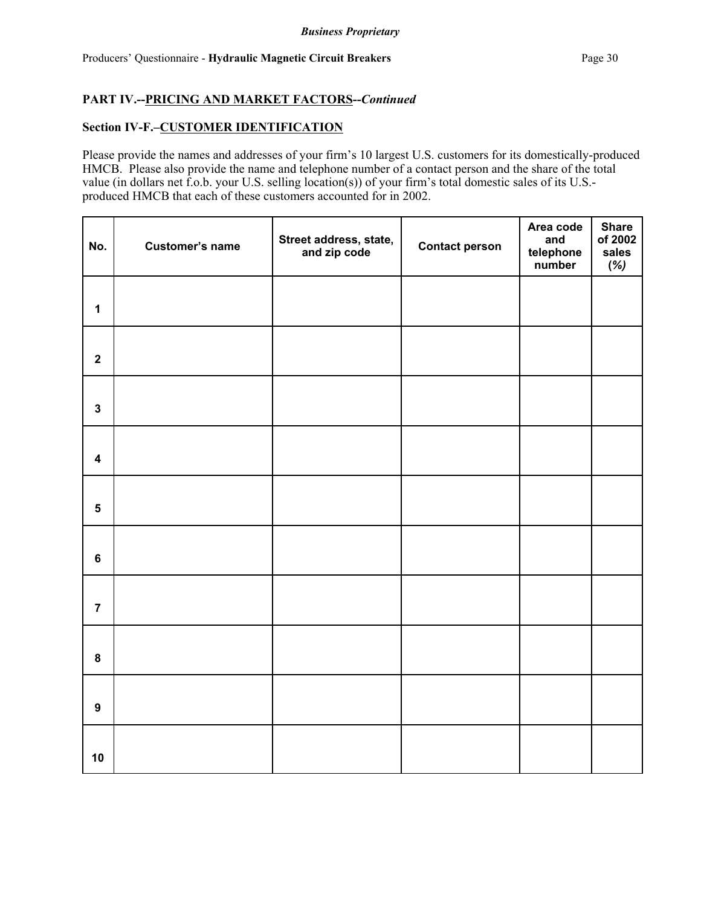## PART IV.--PRICING AND MARKET FACTORS--*Continued*

### Section IV-F.–CUSTOMER IDENTIFICATION

Please provide the names and addresses of your firm's 10 largest U.S. customers for its domestically-produced HMCB. Please also provide the name and telephone number of a contact person and the share of the total value (in dollars net f.o.b. your U.S. selling location(s)) of your firm's total domestic sales of its U.S.-produced HMCB that each of these customers accounted for in 2002.

| No. | Customer's name | Street address, state, and zip code | Contact person | Area code and telephone number | Share of 2002 sales *(%)* |
|---|---|---|---|---|---|
| 1 | | | | | |
| 2 | | | | | |
| 3 | | | | | |
| 4 | | | | | |
| 5 | | | | | |
| 6 | | | | | |
| 7 | | | | | |
| 8 | | | | | |
| 9 | | | | | |
| 10 | | | | | |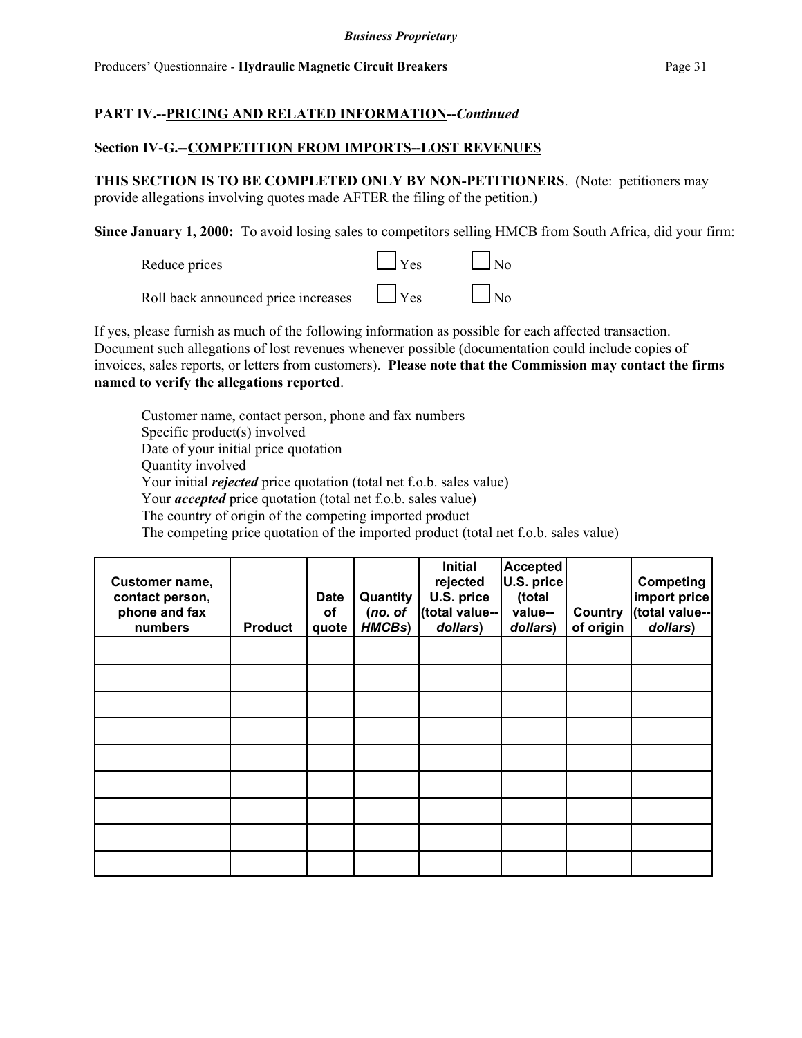## PART IV.--PRICING AND RELATED INFORMATION--*Continued*

### Section IV-G.--COMPETITION FROM IMPORTS--LOST REVENUES

**THIS SECTION IS TO BE COMPLETED ONLY BY NON-PETITIONERS**. (Note: petitioners may provide allegations involving quotes made AFTER the filing of the petition.)

**Since January 1, 2000:** To avoid losing sales to competitors selling HMCB from South Africa, did your firm:

Reduce prices ☐ Yes ☐ No

Roll back announced price increases ☐ Yes ☐ No

If yes, please furnish as much of the following information as possible for each affected transaction. Document such allegations of lost revenues whenever possible (documentation could include copies of invoices, sales reports, or letters from customers). **Please note that the Commission may contact the firms named to verify the allegations reported**.

Customer name, contact person, phone and fax numbers
Specific product(s) involved
Date of your initial price quotation
Quantity involved
Your initial ***rejected*** price quotation (total net f.o.b. sales value)
Your ***accepted*** price quotation (total net f.o.b. sales value)
The country of origin of the competing imported product
The competing price quotation of the imported product (total net f.o.b. sales value)

| Customer name, contact person, phone and fax numbers | Product | Date of quote | Quantity (*no. of HMCBs*) | Initial rejected U.S. price (total value--*dollars*) | Accepted U.S. price (total value--*dollars*) | Country of origin | Competing import price (total value--*dollars*) |
|---|---|---|---|---|---|---|---|
| | | | | | | | |
| | | | | | | | |
| | | | | | | | |
| | | | | | | | |
| | | | | | | | |
| | | | | | | | |
| | | | | | | | |
| | | | | | | | |
| | | | | | | | |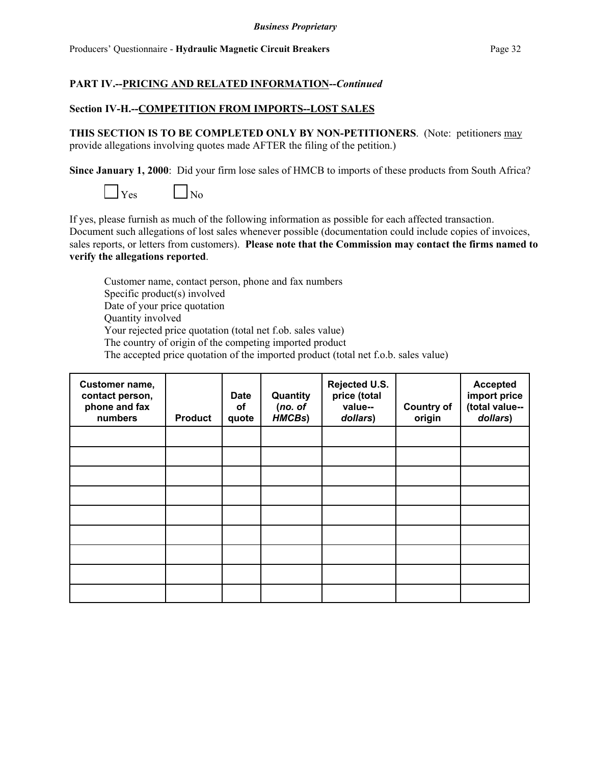**PART IV.--PRICING AND RELATED INFORMATION--*Continued***

**Section IV-H.--COMPETITION FROM IMPORTS--LOST SALES**

**THIS SECTION IS TO BE COMPLETED ONLY BY NON-PETITIONERS**. (Note: petitioners may provide allegations involving quotes made AFTER the filing of the petition.)

**Since January 1, 2000**: Did your firm lose sales of HMCB to imports of these products from South Africa?

☐ Yes ☐ No

If yes, please furnish as much of the following information as possible for each affected transaction. Document such allegations of lost sales whenever possible (documentation could include copies of invoices, sales reports, or letters from customers). **Please note that the Commission may contact the firms named to verify the allegations reported**.

Customer name, contact person, phone and fax numbers
Specific product(s) involved
Date of your price quotation
Quantity involved
Your rejected price quotation (total net f.ob. sales value)
The country of origin of the competing imported product
The accepted price quotation of the imported product (total net f.o.b. sales value)

| Customer name, contact person, phone and fax numbers | Product | Date of quote | Quantity (*no. of HMCBs*) | Rejected U.S. price (total value--*dollars*) | Country of origin | Accepted import price (total value--*dollars*) |
|---|---|---|---|---|---|---|
| | | | | | | |
| | | | | | | |
| | | | | | | |
| | | | | | | |
| | | | | | | |
| | | | | | | |
| | | | | | | |
| | | | | | | |
| | | | | | | |